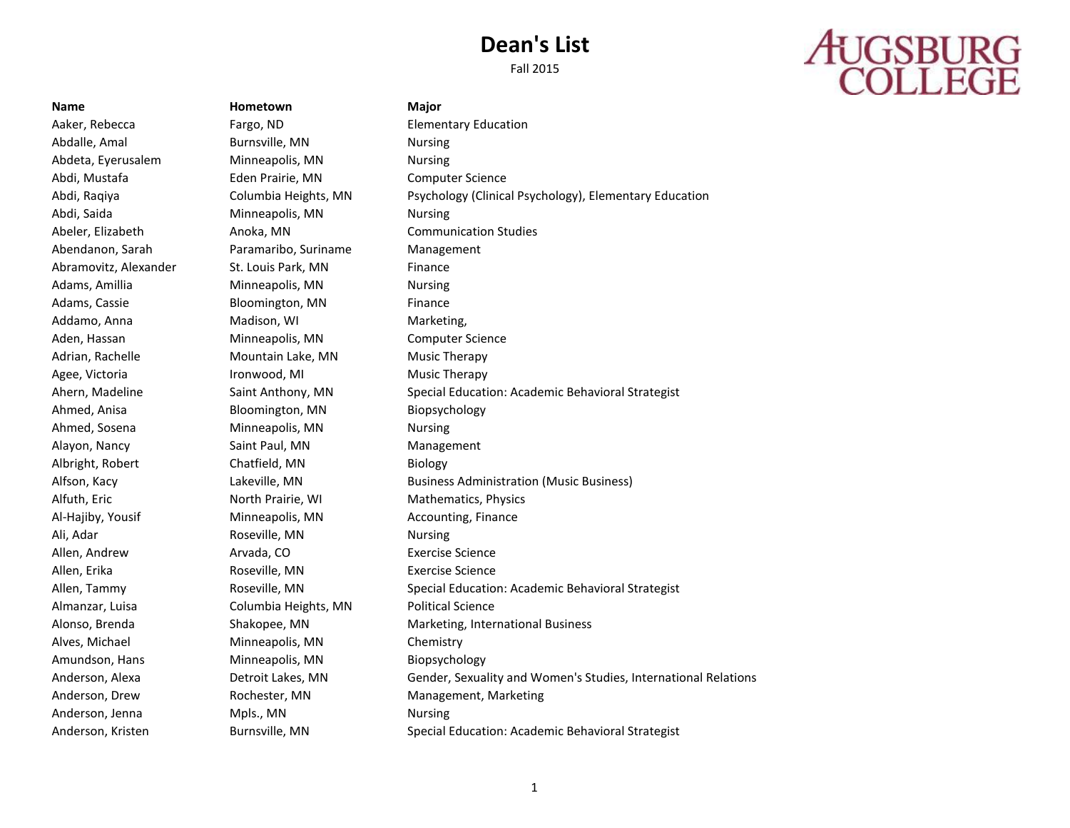# Dean's List

Fall 2015

AUGSBURG COLLEGE

| Name | Hometown | Major |
|---|---|---|
| Aaker, Rebecca | Fargo, ND | Elementary Education |
| Abdalle, Amal | Burnsville, MN | Nursing |
| Abdeta, Eyerusalem | Minneapolis, MN | Nursing |
| Abdi, Mustafa | Eden Prairie, MN | Computer Science |
| Abdi, Raqiya | Columbia Heights, MN | Psychology (Clinical Psychology), Elementary Education |
| Abdi, Saida | Minneapolis, MN | Nursing |
| Abeler, Elizabeth | Anoka, MN | Communication Studies |
| Abendanon, Sarah | Paramaribo, Suriname | Management |
| Abramovitz, Alexander | St. Louis Park, MN | Finance |
| Adams, Amillia | Minneapolis, MN | Nursing |
| Adams, Cassie | Bloomington, MN | Finance |
| Addamo, Anna | Madison, WI | Marketing, |
| Aden, Hassan | Minneapolis, MN | Computer Science |
| Adrian, Rachelle | Mountain Lake, MN | Music Therapy |
| Agee, Victoria | Ironwood, MI | Music Therapy |
| Ahern, Madeline | Saint Anthony, MN | Special Education: Academic Behavioral Strategist |
| Ahmed, Anisa | Bloomington, MN | Biopsychology |
| Ahmed, Sosena | Minneapolis, MN | Nursing |
| Alayon, Nancy | Saint Paul, MN | Management |
| Albright, Robert | Chatfield, MN | Biology |
| Alfson, Kacy | Lakeville, MN | Business Administration (Music Business) |
| Alfuth, Eric | North Prairie, WI | Mathematics, Physics |
| Al-Hajiby, Yousif | Minneapolis, MN | Accounting, Finance |
| Ali, Adar | Roseville, MN | Nursing |
| Allen, Andrew | Arvada, CO | Exercise Science |
| Allen, Erika | Roseville, MN | Exercise Science |
| Allen, Tammy | Roseville, MN | Special Education: Academic Behavioral Strategist |
| Almanzar, Luisa | Columbia Heights, MN | Political Science |
| Alonso, Brenda | Shakopee, MN | Marketing, International Business |
| Alves, Michael | Minneapolis, MN | Chemistry |
| Amundson, Hans | Minneapolis, MN | Biopsychology |
| Anderson, Alexa | Detroit Lakes, MN | Gender, Sexuality and Women's Studies, International Relations |
| Anderson, Drew | Rochester, MN | Management, Marketing |
| Anderson, Jenna | Mpls., MN | Nursing |
| Anderson, Kristen | Burnsville, MN | Special Education: Academic Behavioral Strategist |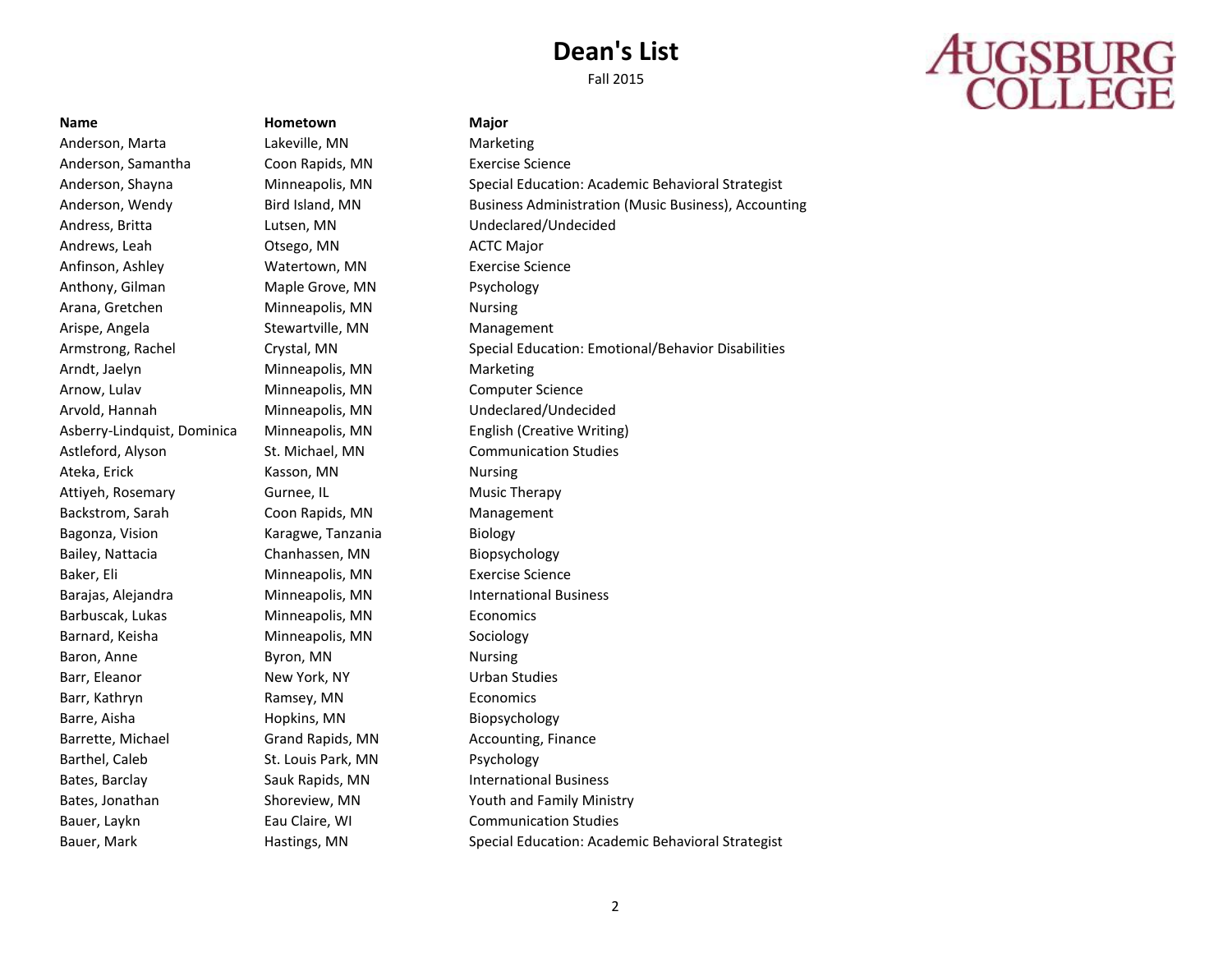# Dean's List

Fall 2015

AUGSBURG COLLEGE

| Name | Hometown | Major |
| --- | --- | --- |
| Anderson, Marta | Lakeville, MN | Marketing |
| Anderson, Samantha | Coon Rapids, MN | Exercise Science |
| Anderson, Shayna | Minneapolis, MN | Special Education: Academic Behavioral Strategist |
| Anderson, Wendy | Bird Island, MN | Business Administration (Music Business), Accounting |
| Andress, Britta | Lutsen, MN | Undeclared/Undecided |
| Andrews, Leah | Otsego, MN | ACTC Major |
| Anfinson, Ashley | Watertown, MN | Exercise Science |
| Anthony, Gilman | Maple Grove, MN | Psychology |
| Arana, Gretchen | Minneapolis, MN | Nursing |
| Arispe, Angela | Stewartville, MN | Management |
| Armstrong, Rachel | Crystal, MN | Special Education: Emotional/Behavior Disabilities |
| Arndt, Jaelyn | Minneapolis, MN | Marketing |
| Arnow, Lulav | Minneapolis, MN | Computer Science |
| Arvold, Hannah | Minneapolis, MN | Undeclared/Undecided |
| Asberry-Lindquist, Dominica | Minneapolis, MN | English (Creative Writing) |
| Astleford, Alyson | St. Michael, MN | Communication Studies |
| Ateka, Erick | Kasson, MN | Nursing |
| Attiyeh, Rosemary | Gurnee, IL | Music Therapy |
| Backstrom, Sarah | Coon Rapids, MN | Management |
| Bagonza, Vision | Karagwe, Tanzania | Biology |
| Bailey, Nattacia | Chanhassen, MN | Biopsychology |
| Baker, Eli | Minneapolis, MN | Exercise Science |
| Barajas, Alejandra | Minneapolis, MN | International Business |
| Barbuscak, Lukas | Minneapolis, MN | Economics |
| Barnard, Keisha | Minneapolis, MN | Sociology |
| Baron, Anne | Byron, MN | Nursing |
| Barr, Eleanor | New York, NY | Urban Studies |
| Barr, Kathryn | Ramsey, MN | Economics |
| Barre, Aisha | Hopkins, MN | Biopsychology |
| Barrette, Michael | Grand Rapids, MN | Accounting, Finance |
| Barthel, Caleb | St. Louis Park, MN | Psychology |
| Bates, Barclay | Sauk Rapids, MN | International Business |
| Bates, Jonathan | Shoreview, MN | Youth and Family Ministry |
| Bauer, Laykn | Eau Claire, WI | Communication Studies |
| Bauer, Mark | Hastings, MN | Special Education: Academic Behavioral Strategist |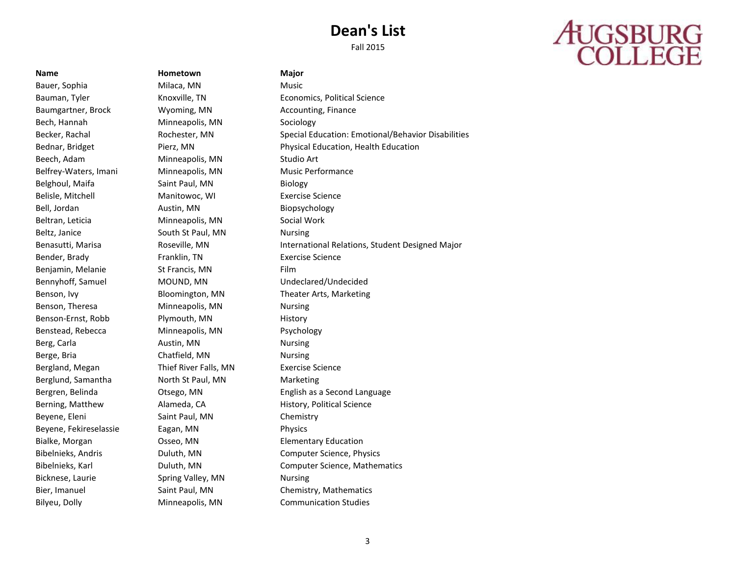# Dean's List

Fall 2015

AUGSBURG COLLEGE

| Name | Hometown | Major |
| --- | --- | --- |
| Bauer, Sophia | Milaca, MN | Music |
| Bauman, Tyler | Knoxville, TN | Economics, Political Science |
| Baumgartner, Brock | Wyoming, MN | Accounting, Finance |
| Bech, Hannah | Minneapolis, MN | Sociology |
| Becker, Rachal | Rochester, MN | Special Education: Emotional/Behavior Disabilities |
| Bednar, Bridget | Pierz, MN | Physical Education, Health Education |
| Beech, Adam | Minneapolis, MN | Studio Art |
| Belfrey-Waters, Imani | Minneapolis, MN | Music Performance |
| Belghoul, Maifa | Saint Paul, MN | Biology |
| Belisle, Mitchell | Manitowoc, WI | Exercise Science |
| Bell, Jordan | Austin, MN | Biopsychology |
| Beltran, Leticia | Minneapolis, MN | Social Work |
| Beltz, Janice | South St Paul, MN | Nursing |
| Benasutti, Marisa | Roseville, MN | International Relations, Student Designed Major |
| Bender, Brady | Franklin, TN | Exercise Science |
| Benjamin, Melanie | St Francis, MN | Film |
| Bennyhoff, Samuel | MOUND, MN | Undeclared/Undecided |
| Benson, Ivy | Bloomington, MN | Theater Arts, Marketing |
| Benson, Theresa | Minneapolis, MN | Nursing |
| Benson-Ernst, Robb | Plymouth, MN | History |
| Benstead, Rebecca | Minneapolis, MN | Psychology |
| Berg, Carla | Austin, MN | Nursing |
| Berge, Bria | Chatfield, MN | Nursing |
| Bergland, Megan | Thief River Falls, MN | Exercise Science |
| Berglund, Samantha | North St Paul, MN | Marketing |
| Bergren, Belinda | Otsego, MN | English as a Second Language |
| Berning, Matthew | Alameda, CA | History, Political Science |
| Beyene, Eleni | Saint Paul, MN | Chemistry |
| Beyene, Fekireselassie | Eagan, MN | Physics |
| Bialke, Morgan | Osseo, MN | Elementary Education |
| Bibelnieks, Andris | Duluth, MN | Computer Science, Physics |
| Bibelnieks, Karl | Duluth, MN | Computer Science, Mathematics |
| Bicknese, Laurie | Spring Valley, MN | Nursing |
| Bier, Imanuel | Saint Paul, MN | Chemistry, Mathematics |
| Bilyeu, Dolly | Minneapolis, MN | Communication Studies |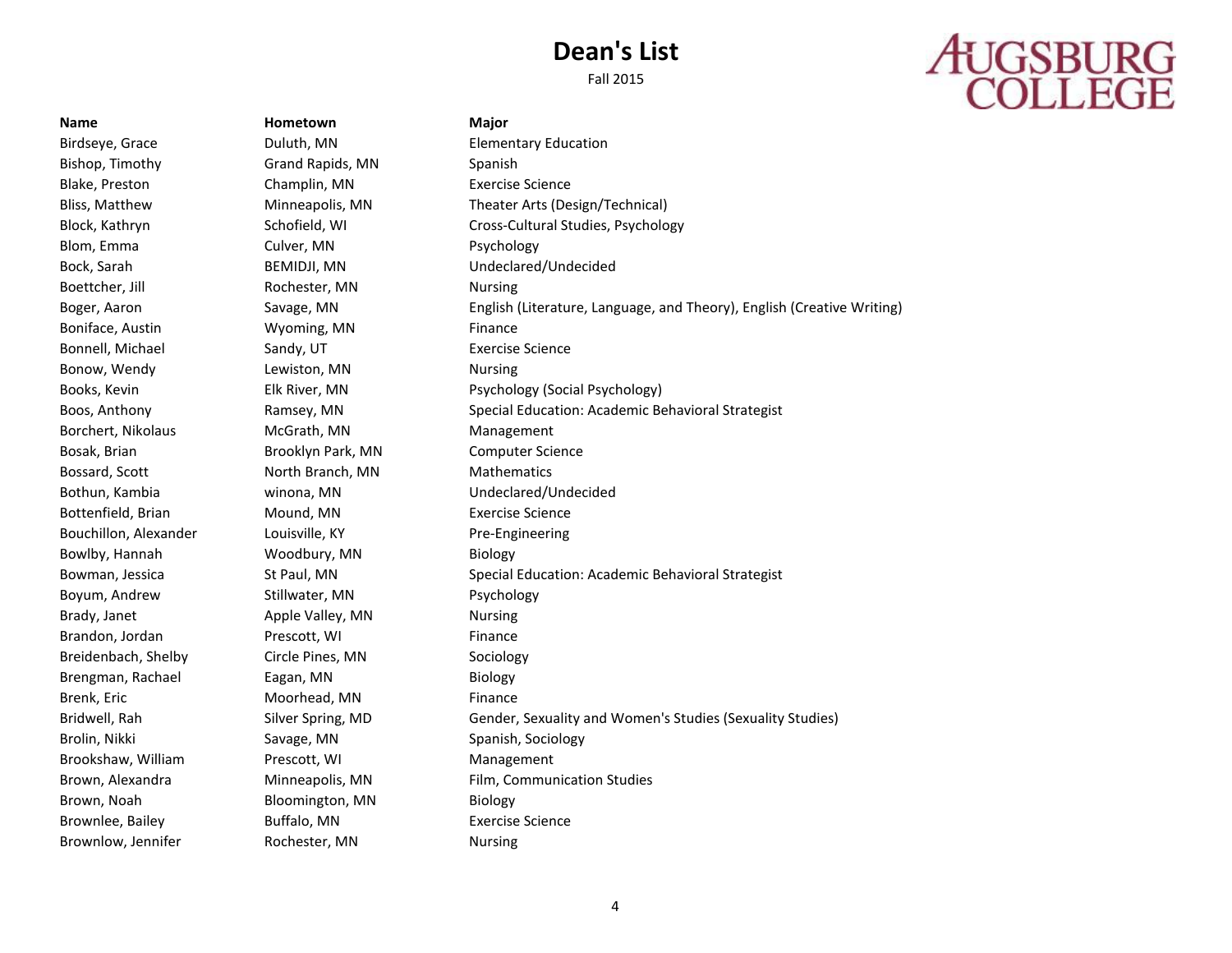# Dean's List

Fall 2015

AUGSBURG COLLEGE

| Name | Hometown | Major |
|---|---|---|
| Birdseye, Grace | Duluth, MN | Elementary Education |
| Bishop, Timothy | Grand Rapids, MN | Spanish |
| Blake, Preston | Champlin, MN | Exercise Science |
| Bliss, Matthew | Minneapolis, MN | Theater Arts (Design/Technical) |
| Block, Kathryn | Schofield, WI | Cross-Cultural Studies, Psychology |
| Blom, Emma | Culver, MN | Psychology |
| Bock, Sarah | BEMIDJI, MN | Undeclared/Undecided |
| Boettcher, Jill | Rochester, MN | Nursing |
| Boger, Aaron | Savage, MN | English (Literature, Language, and Theory), English (Creative Writing) |
| Boniface, Austin | Wyoming, MN | Finance |
| Bonnell, Michael | Sandy, UT | Exercise Science |
| Bonow, Wendy | Lewiston, MN | Nursing |
| Books, Kevin | Elk River, MN | Psychology (Social Psychology) |
| Boos, Anthony | Ramsey, MN | Special Education: Academic Behavioral Strategist |
| Borchert, Nikolaus | McGrath, MN | Management |
| Bosak, Brian | Brooklyn Park, MN | Computer Science |
| Bossard, Scott | North Branch, MN | Mathematics |
| Bothun, Kambia | winona, MN | Undeclared/Undecided |
| Bottenfield, Brian | Mound, MN | Exercise Science |
| Bouchillon, Alexander | Louisville, KY | Pre-Engineering |
| Bowlby, Hannah | Woodbury, MN | Biology |
| Bowman, Jessica | St Paul, MN | Special Education: Academic Behavioral Strategist |
| Boyum, Andrew | Stillwater, MN | Psychology |
| Brady, Janet | Apple Valley, MN | Nursing |
| Brandon, Jordan | Prescott, WI | Finance |
| Breidenbach, Shelby | Circle Pines, MN | Sociology |
| Brengman, Rachael | Eagan, MN | Biology |
| Brenk, Eric | Moorhead, MN | Finance |
| Bridwell, Rah | Silver Spring, MD | Gender, Sexuality and Women's Studies (Sexuality Studies) |
| Brolin, Nikki | Savage, MN | Spanish, Sociology |
| Brookshaw, William | Prescott, WI | Management |
| Brown, Alexandra | Minneapolis, MN | Film, Communication Studies |
| Brown, Noah | Bloomington, MN | Biology |
| Brownlee, Bailey | Buffalo, MN | Exercise Science |
| Brownlow, Jennifer | Rochester, MN | Nursing |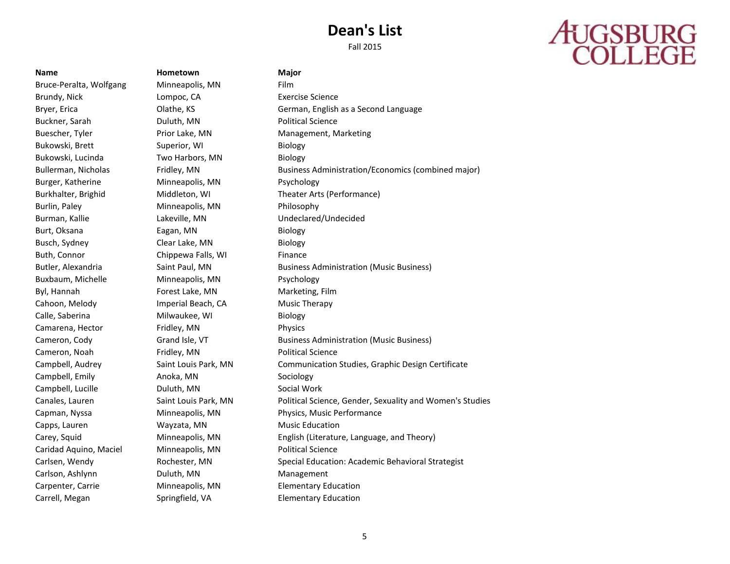# Dean's List

Fall 2015

AUGSBURG COLLEGE

| Name | Hometown | Major |
|---|---|---|
| Bruce-Peralta, Wolfgang | Minneapolis, MN | Film |
| Brundy, Nick | Lompoc, CA | Exercise Science |
| Bryer, Erica | Olathe, KS | German, English as a Second Language |
| Buckner, Sarah | Duluth, MN | Political Science |
| Buescher, Tyler | Prior Lake, MN | Management, Marketing |
| Bukowski, Brett | Superior, WI | Biology |
| Bukowski, Lucinda | Two Harbors, MN | Biology |
| Bullerman, Nicholas | Fridley, MN | Business Administration/Economics (combined major) |
| Burger, Katherine | Minneapolis, MN | Psychology |
| Burkhalter, Brighid | Middleton, WI | Theater Arts (Performance) |
| Burlin, Paley | Minneapolis, MN | Philosophy |
| Burman, Kallie | Lakeville, MN | Undeclared/Undecided |
| Burt, Oksana | Eagan, MN | Biology |
| Busch, Sydney | Clear Lake, MN | Biology |
| Buth, Connor | Chippewa Falls, WI | Finance |
| Butler, Alexandria | Saint Paul, MN | Business Administration (Music Business) |
| Buxbaum, Michelle | Minneapolis, MN | Psychology |
| Byl, Hannah | Forest Lake, MN | Marketing, Film |
| Cahoon, Melody | Imperial Beach, CA | Music Therapy |
| Calle, Saberina | Milwaukee, WI | Biology |
| Camarena, Hector | Fridley, MN | Physics |
| Cameron, Cody | Grand Isle, VT | Business Administration (Music Business) |
| Cameron, Noah | Fridley, MN | Political Science |
| Campbell, Audrey | Saint Louis Park, MN | Communication Studies, Graphic Design Certificate |
| Campbell, Emily | Anoka, MN | Sociology |
| Campbell, Lucille | Duluth, MN | Social Work |
| Canales, Lauren | Saint Louis Park, MN | Political Science, Gender, Sexuality and Women's Studies |
| Capman, Nyssa | Minneapolis, MN | Physics, Music Performance |
| Capps, Lauren | Wayzata, MN | Music Education |
| Carey, Squid | Minneapolis, MN | English (Literature, Language, and Theory) |
| Caridad Aquino, Maciel | Minneapolis, MN | Political Science |
| Carlsen, Wendy | Rochester, MN | Special Education: Academic Behavioral Strategist |
| Carlson, Ashlynn | Duluth, MN | Management |
| Carpenter, Carrie | Minneapolis, MN | Elementary Education |
| Carrell, Megan | Springfield, VA | Elementary Education |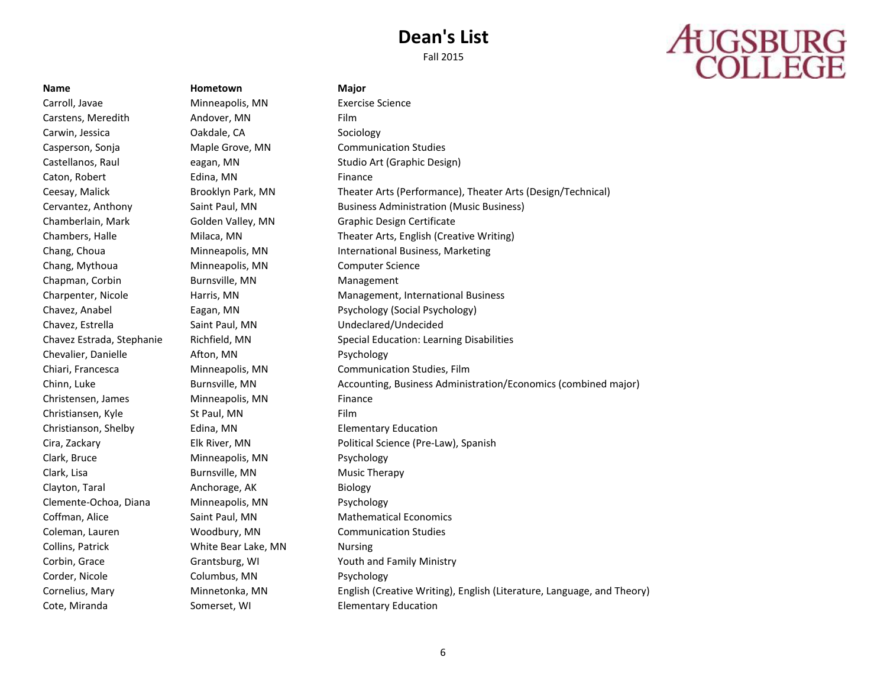# Dean's List

Fall 2015

AUGSBURG COLLEGE

| Name | Hometown | Major |
|---|---|---|
| Carroll, Javae | Minneapolis, MN | Exercise Science |
| Carstens, Meredith | Andover, MN | Film |
| Carwin, Jessica | Oakdale, CA | Sociology |
| Casperson, Sonja | Maple Grove, MN | Communication Studies |
| Castellanos, Raul | eagan, MN | Studio Art (Graphic Design) |
| Caton, Robert | Edina, MN | Finance |
| Ceesay, Malick | Brooklyn Park, MN | Theater Arts (Performance), Theater Arts (Design/Technical) |
| Cervantez, Anthony | Saint Paul, MN | Business Administration (Music Business) |
| Chamberlain, Mark | Golden Valley, MN | Graphic Design Certificate |
| Chambers, Halle | Milaca, MN | Theater Arts, English (Creative Writing) |
| Chang, Choua | Minneapolis, MN | International Business, Marketing |
| Chang, Mythoua | Minneapolis, MN | Computer Science |
| Chapman, Corbin | Burnsville, MN | Management |
| Charpenter, Nicole | Harris, MN | Management, International Business |
| Chavez, Anabel | Eagan, MN | Psychology (Social Psychology) |
| Chavez, Estrella | Saint Paul, MN | Undeclared/Undecided |
| Chavez Estrada, Stephanie | Richfield, MN | Special Education: Learning Disabilities |
| Chevalier, Danielle | Afton, MN | Psychology |
| Chiari, Francesca | Minneapolis, MN | Communication Studies, Film |
| Chinn, Luke | Burnsville, MN | Accounting, Business Administration/Economics (combined major) |
| Christensen, James | Minneapolis, MN | Finance |
| Christiansen, Kyle | St Paul, MN | Film |
| Christianson, Shelby | Edina, MN | Elementary Education |
| Cira, Zackary | Elk River, MN | Political Science (Pre-Law), Spanish |
| Clark, Bruce | Minneapolis, MN | Psychology |
| Clark, Lisa | Burnsville, MN | Music Therapy |
| Clayton, Taral | Anchorage, AK | Biology |
| Clemente-Ochoa, Diana | Minneapolis, MN | Psychology |
| Coffman, Alice | Saint Paul, MN | Mathematical Economics |
| Coleman, Lauren | Woodbury, MN | Communication Studies |
| Collins, Patrick | White Bear Lake, MN | Nursing |
| Corbin, Grace | Grantsburg, WI | Youth and Family Ministry |
| Corder, Nicole | Columbus, MN | Psychology |
| Cornelius, Mary | Minnetonka, MN | English (Creative Writing), English (Literature, Language, and Theory) |
| Cote, Miranda | Somerset, WI | Elementary Education |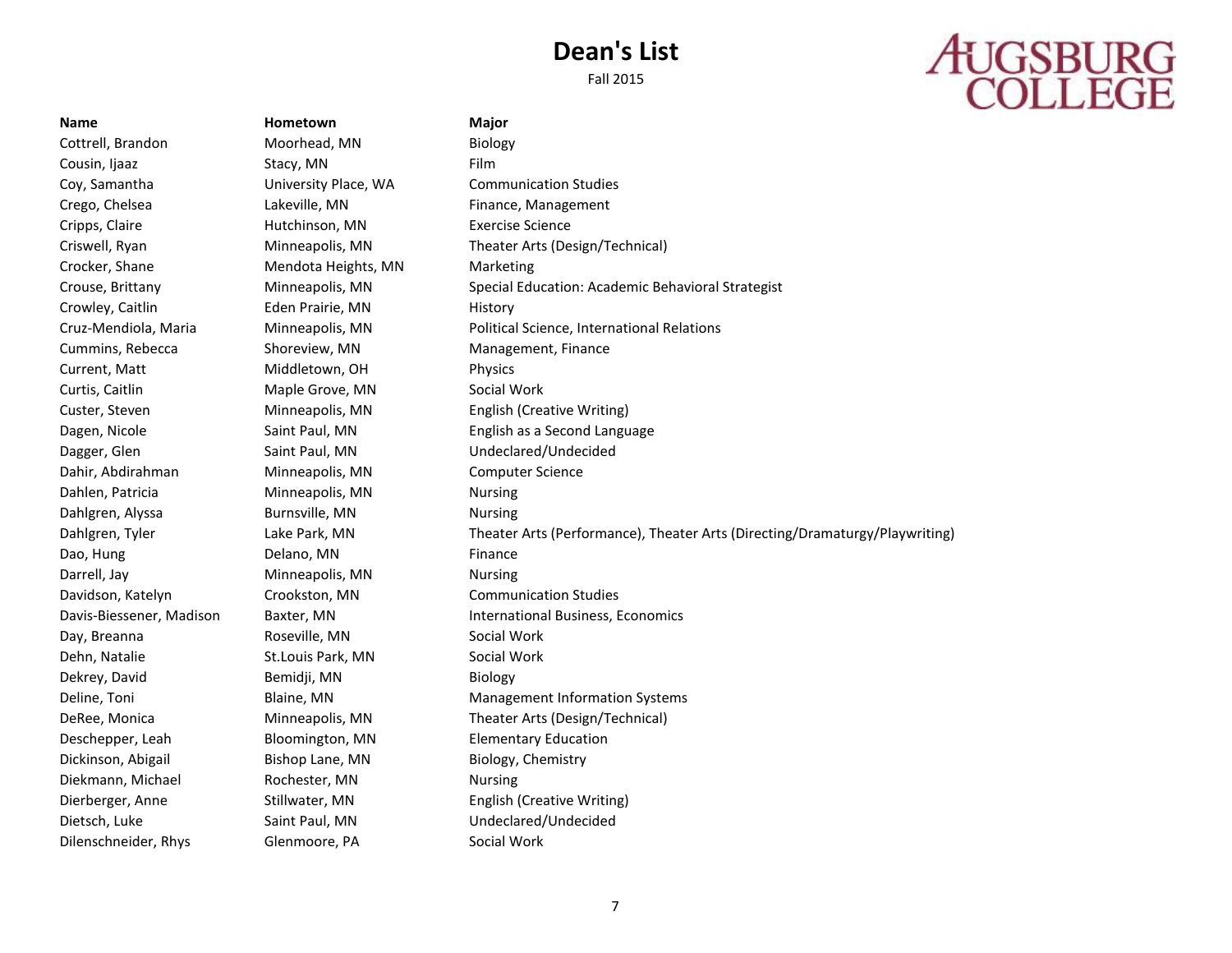# Dean's List

Fall 2015

AUGSBURG COLLEGE

| Name | Hometown | Major |
|---|---|---|
| Cottrell, Brandon | Moorhead, MN | Biology |
| Cousin, Ijaaz | Stacy, MN | Film |
| Coy, Samantha | University Place, WA | Communication Studies |
| Crego, Chelsea | Lakeville, MN | Finance, Management |
| Cripps, Claire | Hutchinson, MN | Exercise Science |
| Criswell, Ryan | Minneapolis, MN | Theater Arts (Design/Technical) |
| Crocker, Shane | Mendota Heights, MN | Marketing |
| Crouse, Brittany | Minneapolis, MN | Special Education: Academic Behavioral Strategist |
| Crowley, Caitlin | Eden Prairie, MN | History |
| Cruz-Mendiola, Maria | Minneapolis, MN | Political Science, International Relations |
| Cummins, Rebecca | Shoreview, MN | Management, Finance |
| Current, Matt | Middletown, OH | Physics |
| Curtis, Caitlin | Maple Grove, MN | Social Work |
| Custer, Steven | Minneapolis, MN | English (Creative Writing) |
| Dagen, Nicole | Saint Paul, MN | English as a Second Language |
| Dagger, Glen | Saint Paul, MN | Undeclared/Undecided |
| Dahir, Abdirahman | Minneapolis, MN | Computer Science |
| Dahlen, Patricia | Minneapolis, MN | Nursing |
| Dahlgren, Alyssa | Burnsville, MN | Nursing |
| Dahlgren, Tyler | Lake Park, MN | Theater Arts (Performance), Theater Arts (Directing/Dramaturgy/Playwriting) |
| Dao, Hung | Delano, MN | Finance |
| Darrell, Jay | Minneapolis, MN | Nursing |
| Davidson, Katelyn | Crookston, MN | Communication Studies |
| Davis-Biessener, Madison | Baxter, MN | International Business, Economics |
| Day, Breanna | Roseville, MN | Social Work |
| Dehn, Natalie | St.Louis Park, MN | Social Work |
| Dekrey, David | Bemidji, MN | Biology |
| Deline, Toni | Blaine, MN | Management Information Systems |
| DeRee, Monica | Minneapolis, MN | Theater Arts (Design/Technical) |
| Deschepper, Leah | Bloomington, MN | Elementary Education |
| Dickinson, Abigail | Bishop Lane, MN | Biology, Chemistry |
| Diekmann, Michael | Rochester, MN | Nursing |
| Dierberger, Anne | Stillwater, MN | English (Creative Writing) |
| Dietsch, Luke | Saint Paul, MN | Undeclared/Undecided |
| Dilenschneider, Rhys | Glenmoore, PA | Social Work |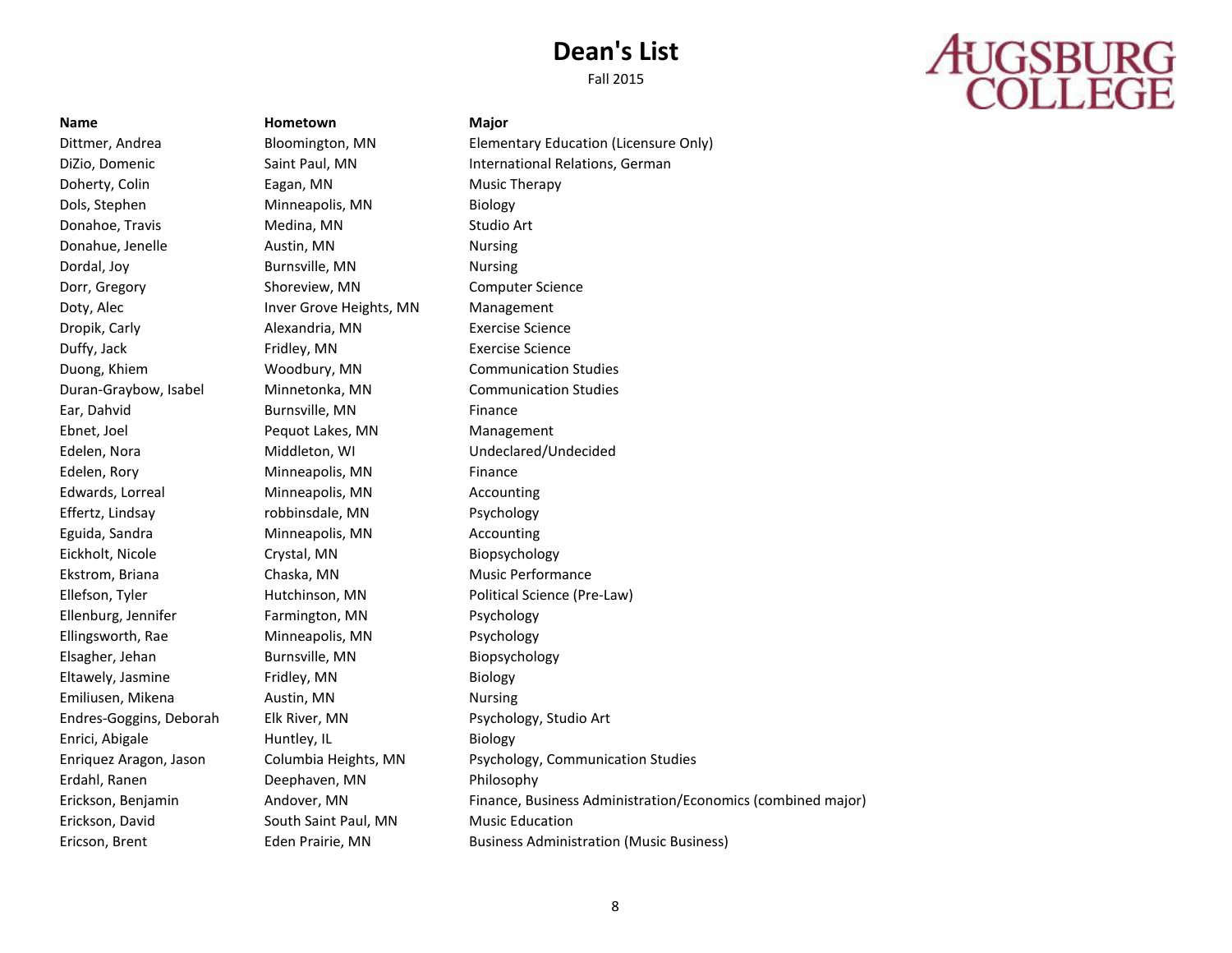# Dean's List

Fall 2015

AUGSBURG COLLEGE

| Name | Hometown | Major |
|---|---|---|
| Dittmer, Andrea | Bloomington, MN | Elementary Education (Licensure Only) |
| DiZio, Domenic | Saint Paul, MN | International Relations, German |
| Doherty, Colin | Eagan, MN | Music Therapy |
| Dols, Stephen | Minneapolis, MN | Biology |
| Donahoe, Travis | Medina, MN | Studio Art |
| Donahue, Jenelle | Austin, MN | Nursing |
| Dordal, Joy | Burnsville, MN | Nursing |
| Dorr, Gregory | Shoreview, MN | Computer Science |
| Doty, Alec | Inver Grove Heights, MN | Management |
| Dropik, Carly | Alexandria, MN | Exercise Science |
| Duffy, Jack | Fridley, MN | Exercise Science |
| Duong, Khiem | Woodbury, MN | Communication Studies |
| Duran-Graybow, Isabel | Minnetonka, MN | Communication Studies |
| Ear, Dahvid | Burnsville, MN | Finance |
| Ebnet, Joel | Pequot Lakes, MN | Management |
| Edelen, Nora | Middleton, WI | Undeclared/Undecided |
| Edelen, Rory | Minneapolis, MN | Finance |
| Edwards, Lorreal | Minneapolis, MN | Accounting |
| Effertz, Lindsay | robbinsdale, MN | Psychology |
| Eguida, Sandra | Minneapolis, MN | Accounting |
| Eickholt, Nicole | Crystal, MN | Biopsychology |
| Ekstrom, Briana | Chaska, MN | Music Performance |
| Ellefson, Tyler | Hutchinson, MN | Political Science (Pre-Law) |
| Ellenburg, Jennifer | Farmington, MN | Psychology |
| Ellingsworth, Rae | Minneapolis, MN | Psychology |
| Elsagher, Jehan | Burnsville, MN | Biopsychology |
| Eltawely, Jasmine | Fridley, MN | Biology |
| Emiliusen, Mikena | Austin, MN | Nursing |
| Endres-Goggins, Deborah | Elk River, MN | Psychology, Studio Art |
| Enrici, Abigale | Huntley, IL | Biology |
| Enriquez Aragon, Jason | Columbia Heights, MN | Psychology, Communication Studies |
| Erdahl, Ranen | Deephaven, MN | Philosophy |
| Erickson, Benjamin | Andover, MN | Finance, Business Administration/Economics (combined major) |
| Erickson, David | South Saint Paul, MN | Music Education |
| Ericson, Brent | Eden Prairie, MN | Business Administration (Music Business) |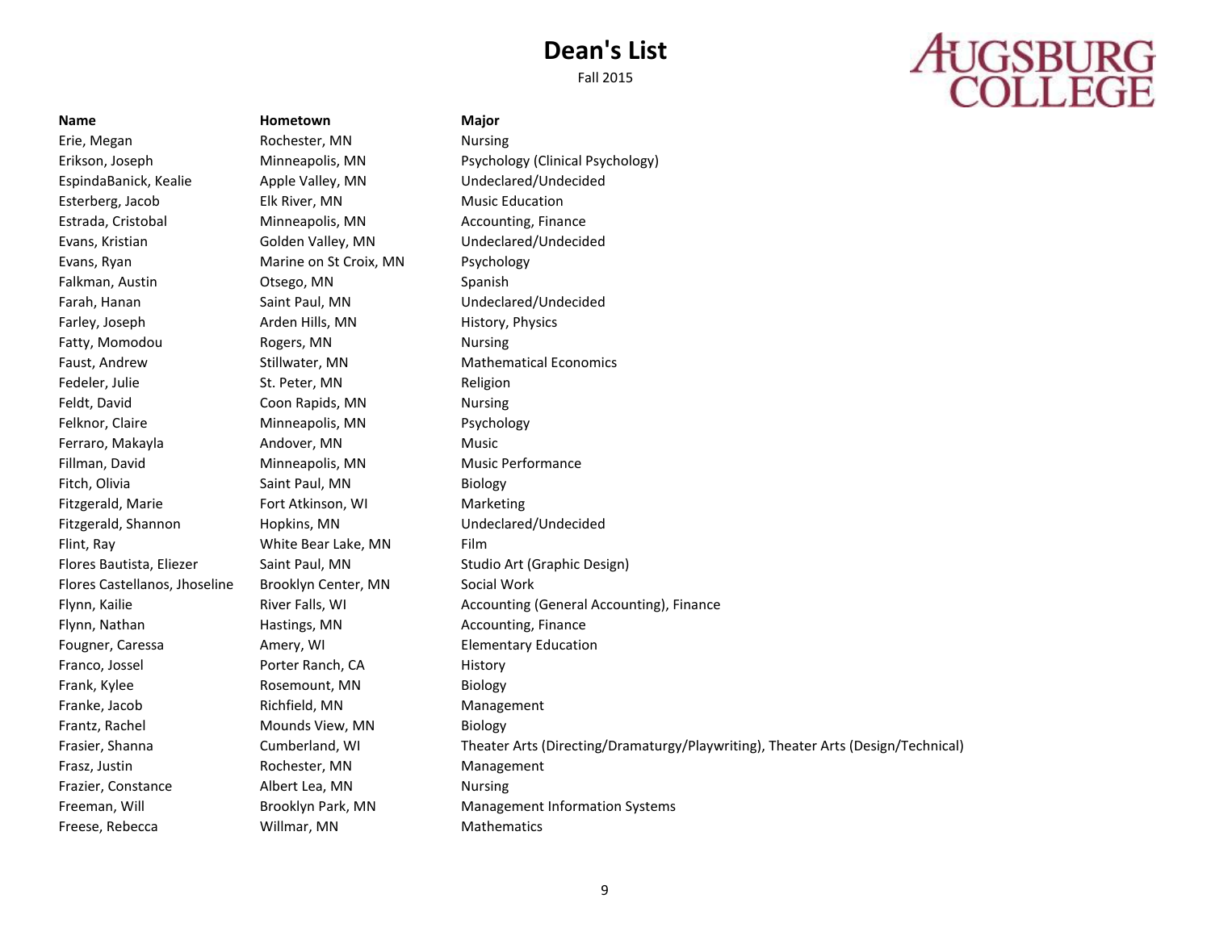# Dean's List

Fall 2015

AUGSBURG COLLEGE

| Name | Hometown | Major |
|---|---|---|
| Erie, Megan | Rochester, MN | Nursing |
| Erikson, Joseph | Minneapolis, MN | Psychology (Clinical Psychology) |
| EspindaBanick, Kealie | Apple Valley, MN | Undeclared/Undecided |
| Esterberg, Jacob | Elk River, MN | Music Education |
| Estrada, Cristobal | Minneapolis, MN | Accounting, Finance |
| Evans, Kristian | Golden Valley, MN | Undeclared/Undecided |
| Evans, Ryan | Marine on St Croix, MN | Psychology |
| Falkman, Austin | Otsego, MN | Spanish |
| Farah, Hanan | Saint Paul, MN | Undeclared/Undecided |
| Farley, Joseph | Arden Hills, MN | History, Physics |
| Fatty, Momodou | Rogers, MN | Nursing |
| Faust, Andrew | Stillwater, MN | Mathematical Economics |
| Fedeler, Julie | St. Peter, MN | Religion |
| Feldt, David | Coon Rapids, MN | Nursing |
| Felknor, Claire | Minneapolis, MN | Psychology |
| Ferraro, Makayla | Andover, MN | Music |
| Fillman, David | Minneapolis, MN | Music Performance |
| Fitch, Olivia | Saint Paul, MN | Biology |
| Fitzgerald, Marie | Fort Atkinson, WI | Marketing |
| Fitzgerald, Shannon | Hopkins, MN | Undeclared/Undecided |
| Flint, Ray | White Bear Lake, MN | Film |
| Flores Bautista, Eliezer | Saint Paul, MN | Studio Art (Graphic Design) |
| Flores Castellanos, Jhoseline | Brooklyn Center, MN | Social Work |
| Flynn, Kailie | River Falls, WI | Accounting (General Accounting), Finance |
| Flynn, Nathan | Hastings, MN | Accounting, Finance |
| Fougner, Caressa | Amery, WI | Elementary Education |
| Franco, Jossel | Porter Ranch, CA | History |
| Frank, Kylee | Rosemount, MN | Biology |
| Franke, Jacob | Richfield, MN | Management |
| Frantz, Rachel | Mounds View, MN | Biology |
| Frasier, Shanna | Cumberland, WI | Theater Arts (Directing/Dramaturgy/Playwriting), Theater Arts (Design/Technical) |
| Frasz, Justin | Rochester, MN | Management |
| Frazier, Constance | Albert Lea, MN | Nursing |
| Freeman, Will | Brooklyn Park, MN | Management Information Systems |
| Freese, Rebecca | Willmar, MN | Mathematics |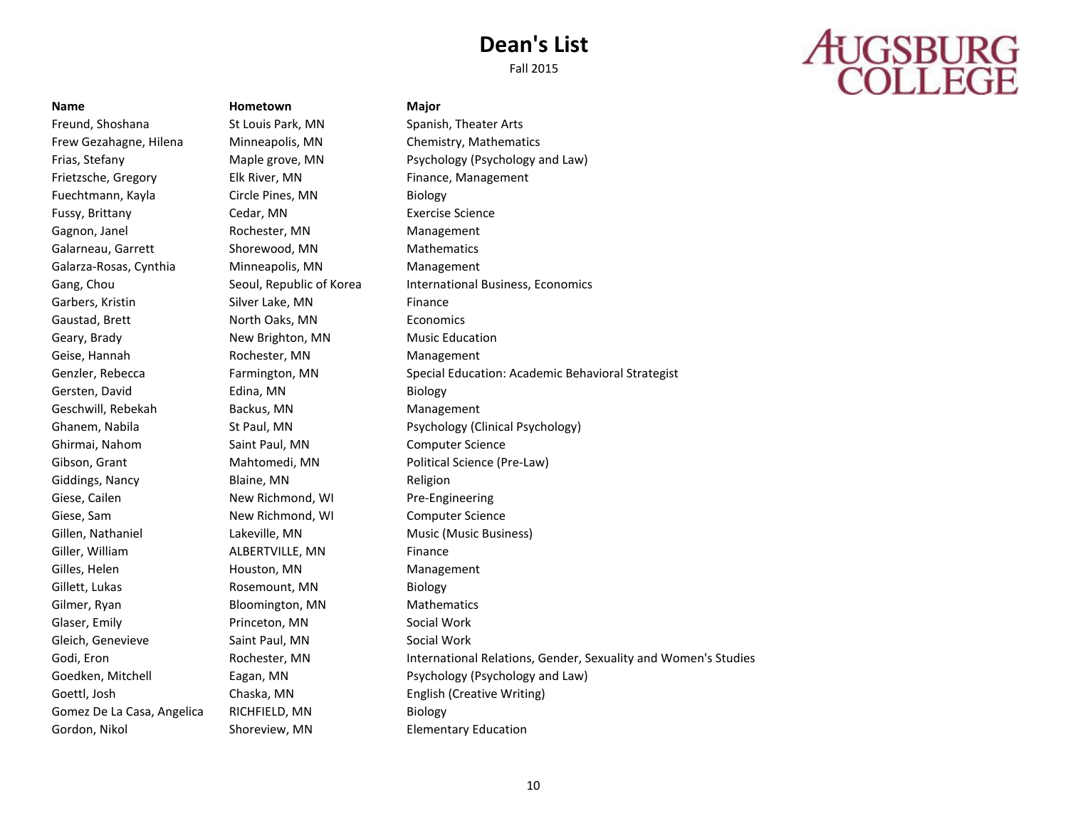# Dean's List

Fall 2015

AUGSBURG COLLEGE

| Name | Hometown | Major |
| --- | --- | --- |
| Freund, Shoshana | St Louis Park, MN | Spanish, Theater Arts |
| Frew Gezahagne, Hilena | Minneapolis, MN | Chemistry, Mathematics |
| Frias, Stefany | Maple grove, MN | Psychology (Psychology and Law) |
| Frietzsche, Gregory | Elk River, MN | Finance, Management |
| Fuechtmann, Kayla | Circle Pines, MN | Biology |
| Fussy, Brittany | Cedar, MN | Exercise Science |
| Gagnon, Janel | Rochester, MN | Management |
| Galarneau, Garrett | Shorewood, MN | Mathematics |
| Galarza-Rosas, Cynthia | Minneapolis, MN | Management |
| Gang, Chou | Seoul, Republic of Korea | International Business, Economics |
| Garbers, Kristin | Silver Lake, MN | Finance |
| Gaustad, Brett | North Oaks, MN | Economics |
| Geary, Brady | New Brighton, MN | Music Education |
| Geise, Hannah | Rochester, MN | Management |
| Genzler, Rebecca | Farmington, MN | Special Education: Academic Behavioral Strategist |
| Gersten, David | Edina, MN | Biology |
| Geschwill, Rebekah | Backus, MN | Management |
| Ghanem, Nabila | St Paul, MN | Psychology (Clinical Psychology) |
| Ghirmai, Nahom | Saint Paul, MN | Computer Science |
| Gibson, Grant | Mahtomedi, MN | Political Science (Pre-Law) |
| Giddings, Nancy | Blaine, MN | Religion |
| Giese, Cailen | New Richmond, WI | Pre-Engineering |
| Giese, Sam | New Richmond, WI | Computer Science |
| Gillen, Nathaniel | Lakeville, MN | Music (Music Business) |
| Giller, William | ALBERTVILLE, MN | Finance |
| Gilles, Helen | Houston, MN | Management |
| Gillett, Lukas | Rosemount, MN | Biology |
| Gilmer, Ryan | Bloomington, MN | Mathematics |
| Glaser, Emily | Princeton, MN | Social Work |
| Gleich, Genevieve | Saint Paul, MN | Social Work |
| Godi, Eron | Rochester, MN | International Relations, Gender, Sexuality and Women's Studies |
| Goedken, Mitchell | Eagan, MN | Psychology (Psychology and Law) |
| Goettl, Josh | Chaska, MN | English (Creative Writing) |
| Gomez De La Casa, Angelica | RICHFIELD, MN | Biology |
| Gordon, Nikol | Shoreview, MN | Elementary Education |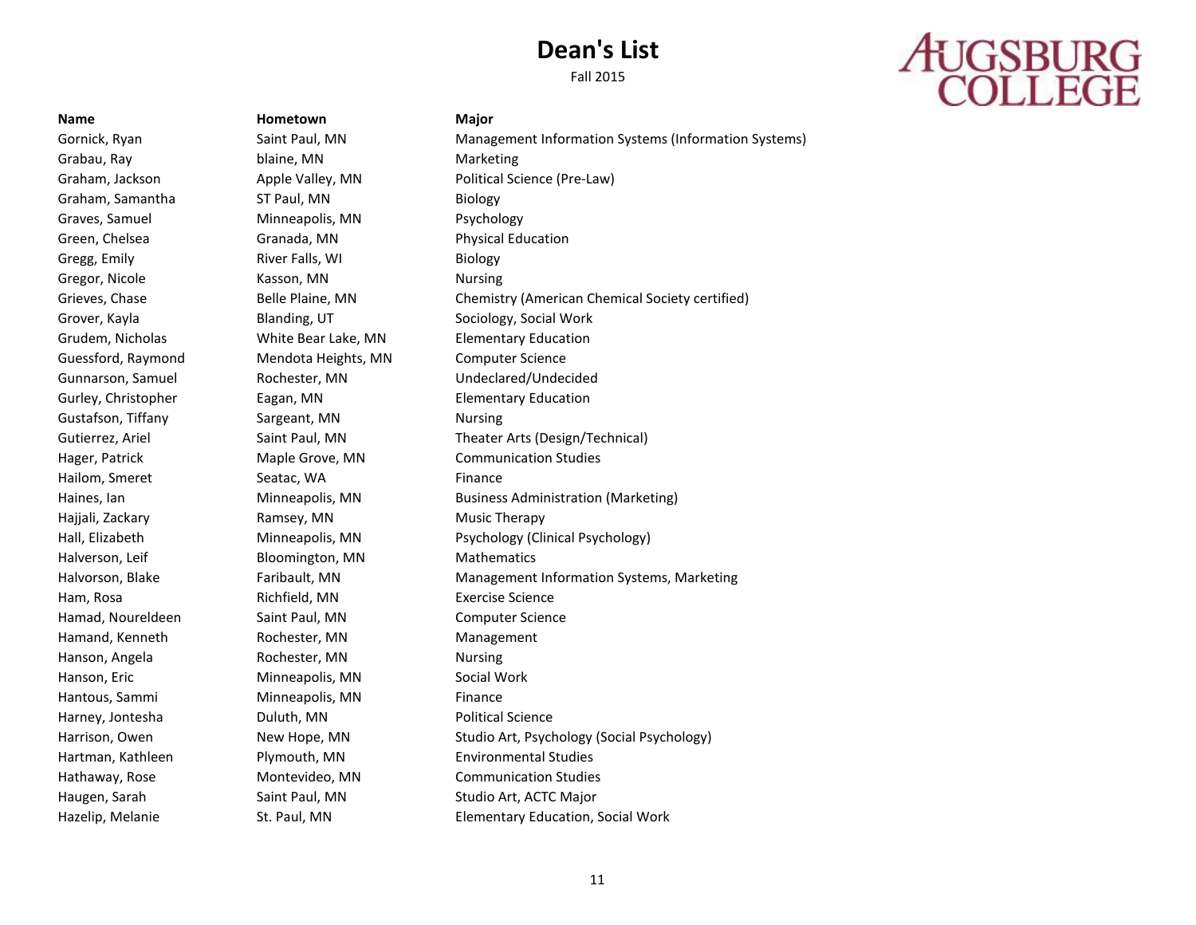# Dean's List

Fall 2015

AUGSBURG COLLEGE

| Name | Hometown | Major |
|---|---|---|
| Gornick, Ryan | Saint Paul, MN | Management Information Systems (Information Systems) |
| Grabau, Ray | blaine, MN | Marketing |
| Graham, Jackson | Apple Valley, MN | Political Science (Pre-Law) |
| Graham, Samantha | ST Paul, MN | Biology |
| Graves, Samuel | Minneapolis, MN | Psychology |
| Green, Chelsea | Granada, MN | Physical Education |
| Gregg, Emily | River Falls, WI | Biology |
| Gregor, Nicole | Kasson, MN | Nursing |
| Grieves, Chase | Belle Plaine, MN | Chemistry (American Chemical Society certified) |
| Grover, Kayla | Blanding, UT | Sociology, Social Work |
| Grudem, Nicholas | White Bear Lake, MN | Elementary Education |
| Guessford, Raymond | Mendota Heights, MN | Computer Science |
| Gunnarson, Samuel | Rochester, MN | Undeclared/Undecided |
| Gurley, Christopher | Eagan, MN | Elementary Education |
| Gustafson, Tiffany | Sargeant, MN | Nursing |
| Gutierrez, Ariel | Saint Paul, MN | Theater Arts (Design/Technical) |
| Hager, Patrick | Maple Grove, MN | Communication Studies |
| Hailom, Smeret | Seatac, WA | Finance |
| Haines, Ian | Minneapolis, MN | Business Administration (Marketing) |
| Hajjali, Zackary | Ramsey, MN | Music Therapy |
| Hall, Elizabeth | Minneapolis, MN | Psychology (Clinical Psychology) |
| Halverson, Leif | Bloomington, MN | Mathematics |
| Halvorson, Blake | Faribault, MN | Management Information Systems, Marketing |
| Ham, Rosa | Richfield, MN | Exercise Science |
| Hamad, Noureldeen | Saint Paul, MN | Computer Science |
| Hamand, Kenneth | Rochester, MN | Management |
| Hanson, Angela | Rochester, MN | Nursing |
| Hanson, Eric | Minneapolis, MN | Social Work |
| Hantous, Sammi | Minneapolis, MN | Finance |
| Harney, Jontesha | Duluth, MN | Political Science |
| Harrison, Owen | New Hope, MN | Studio Art, Psychology (Social Psychology) |
| Hartman, Kathleen | Plymouth, MN | Environmental Studies |
| Hathaway, Rose | Montevideo, MN | Communication Studies |
| Haugen, Sarah | Saint Paul, MN | Studio Art, ACTC Major |
| Hazelip, Melanie | St. Paul, MN | Elementary Education, Social Work |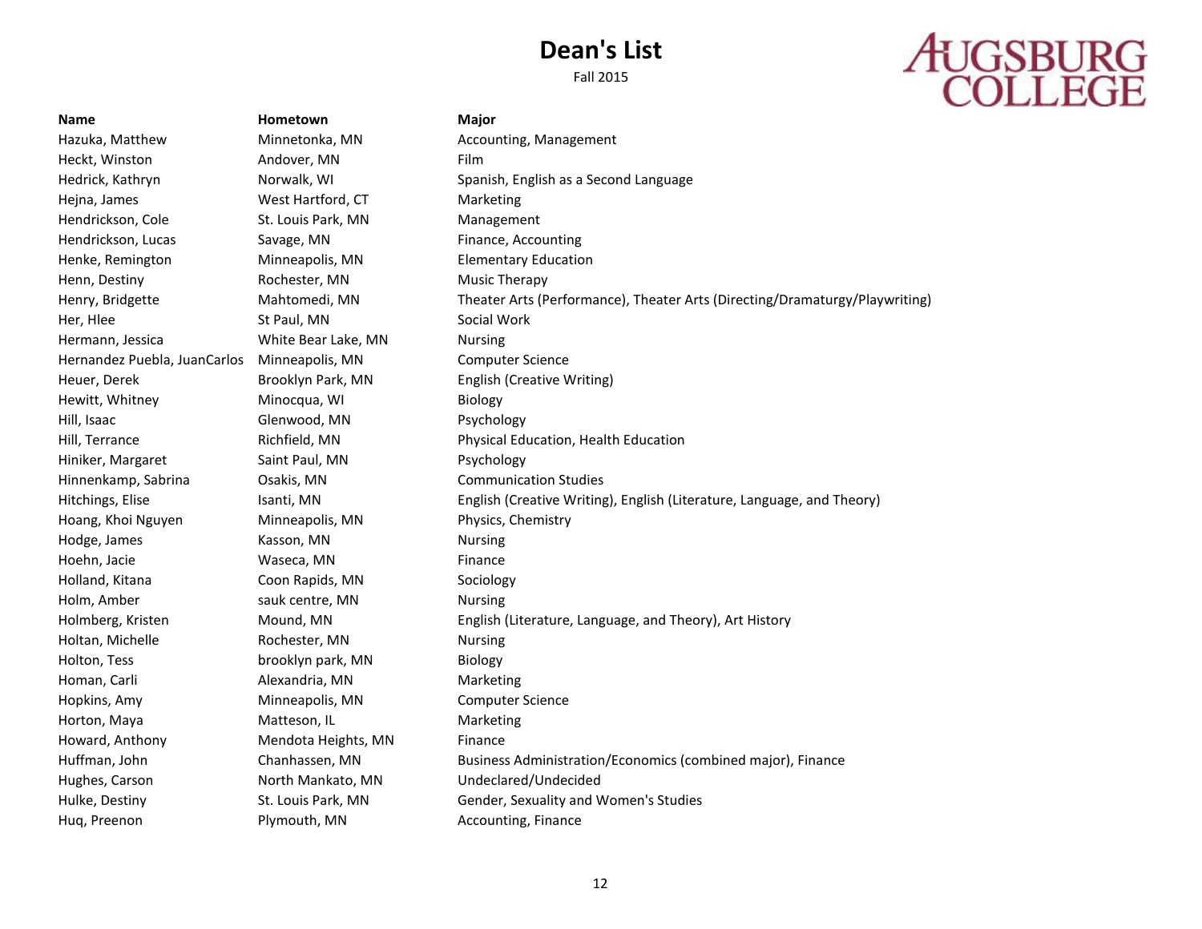# Dean's List

Fall 2015

AUGSBURG COLLEGE

| Name | Hometown | Major |
|---|---|---|
| Hazuka, Matthew | Minnetonka, MN | Accounting, Management |
| Heckt, Winston | Andover, MN | Film |
| Hedrick, Kathryn | Norwalk, WI | Spanish, English as a Second Language |
| Hejna, James | West Hartford, CT | Marketing |
| Hendrickson, Cole | St. Louis Park, MN | Management |
| Hendrickson, Lucas | Savage, MN | Finance, Accounting |
| Henke, Remington | Minneapolis, MN | Elementary Education |
| Henn, Destiny | Rochester, MN | Music Therapy |
| Henry, Bridgette | Mahtomedi, MN | Theater Arts (Performance), Theater Arts (Directing/Dramaturgy/Playwriting) |
| Her, Hlee | St Paul, MN | Social Work |
| Hermann, Jessica | White Bear Lake, MN | Nursing |
| Hernandez Puebla, JuanCarlos | Minneapolis, MN | Computer Science |
| Heuer, Derek | Brooklyn Park, MN | English (Creative Writing) |
| Hewitt, Whitney | Minocqua, WI | Biology |
| Hill, Isaac | Glenwood, MN | Psychology |
| Hill, Terrance | Richfield, MN | Physical Education, Health Education |
| Hiniker, Margaret | Saint Paul, MN | Psychology |
| Hinnenkamp, Sabrina | Osakis, MN | Communication Studies |
| Hitchings, Elise | Isanti, MN | English (Creative Writing), English (Literature, Language, and Theory) |
| Hoang, Khoi Nguyen | Minneapolis, MN | Physics, Chemistry |
| Hodge, James | Kasson, MN | Nursing |
| Hoehn, Jacie | Waseca, MN | Finance |
| Holland, Kitana | Coon Rapids, MN | Sociology |
| Holm, Amber | sauk centre, MN | Nursing |
| Holmberg, Kristen | Mound, MN | English (Literature, Language, and Theory), Art History |
| Holtan, Michelle | Rochester, MN | Nursing |
| Holton, Tess | brooklyn park, MN | Biology |
| Homan, Carli | Alexandria, MN | Marketing |
| Hopkins, Amy | Minneapolis, MN | Computer Science |
| Horton, Maya | Matteson, IL | Marketing |
| Howard, Anthony | Mendota Heights, MN | Finance |
| Huffman, John | Chanhassen, MN | Business Administration/Economics (combined major), Finance |
| Hughes, Carson | North Mankato, MN | Undeclared/Undecided |
| Hulke, Destiny | St. Louis Park, MN | Gender, Sexuality and Women's Studies |
| Huq, Preenon | Plymouth, MN | Accounting, Finance |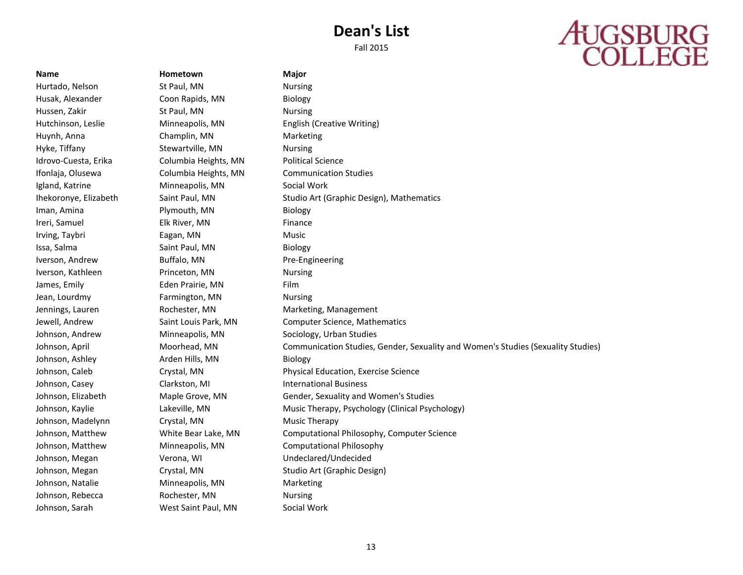# Dean's List

Fall 2015

AUGSBURG COLLEGE

| Name | Hometown | Major |
|---|---|---|
| Hurtado, Nelson | St Paul, MN | Nursing |
| Husak, Alexander | Coon Rapids, MN | Biology |
| Hussen, Zakir | St Paul, MN | Nursing |
| Hutchinson, Leslie | Minneapolis, MN | English (Creative Writing) |
| Huynh, Anna | Champlin, MN | Marketing |
| Hyke, Tiffany | Stewartville, MN | Nursing |
| Idrovo-Cuesta, Erika | Columbia Heights, MN | Political Science |
| Ifonlaja, Olusewa | Columbia Heights, MN | Communication Studies |
| Igland, Katrine | Minneapolis, MN | Social Work |
| Ihekoronye, Elizabeth | Saint Paul, MN | Studio Art (Graphic Design), Mathematics |
| Iman, Amina | Plymouth, MN | Biology |
| Ireri, Samuel | Elk River, MN | Finance |
| Irving, Taybri | Eagan, MN | Music |
| Issa, Salma | Saint Paul, MN | Biology |
| Iverson, Andrew | Buffalo, MN | Pre-Engineering |
| Iverson, Kathleen | Princeton, MN | Nursing |
| James, Emily | Eden Prairie, MN | Film |
| Jean, Lourdmy | Farmington, MN | Nursing |
| Jennings, Lauren | Rochester, MN | Marketing, Management |
| Jewell, Andrew | Saint Louis Park, MN | Computer Science, Mathematics |
| Johnson, Andrew | Minneapolis, MN | Sociology, Urban Studies |
| Johnson, April | Moorhead, MN | Communication Studies, Gender, Sexuality and Women's Studies (Sexuality Studies) |
| Johnson, Ashley | Arden Hills, MN | Biology |
| Johnson, Caleb | Crystal, MN | Physical Education, Exercise Science |
| Johnson, Casey | Clarkston, MI | International Business |
| Johnson, Elizabeth | Maple Grove, MN | Gender, Sexuality and Women's Studies |
| Johnson, Kaylie | Lakeville, MN | Music Therapy, Psychology (Clinical Psychology) |
| Johnson, Madelynn | Crystal, MN | Music Therapy |
| Johnson, Matthew | White Bear Lake, MN | Computational Philosophy, Computer Science |
| Johnson, Matthew | Minneapolis, MN | Computational Philosophy |
| Johnson, Megan | Verona, WI | Undeclared/Undecided |
| Johnson, Megan | Crystal, MN | Studio Art (Graphic Design) |
| Johnson, Natalie | Minneapolis, MN | Marketing |
| Johnson, Rebecca | Rochester, MN | Nursing |
| Johnson, Sarah | West Saint Paul, MN | Social Work |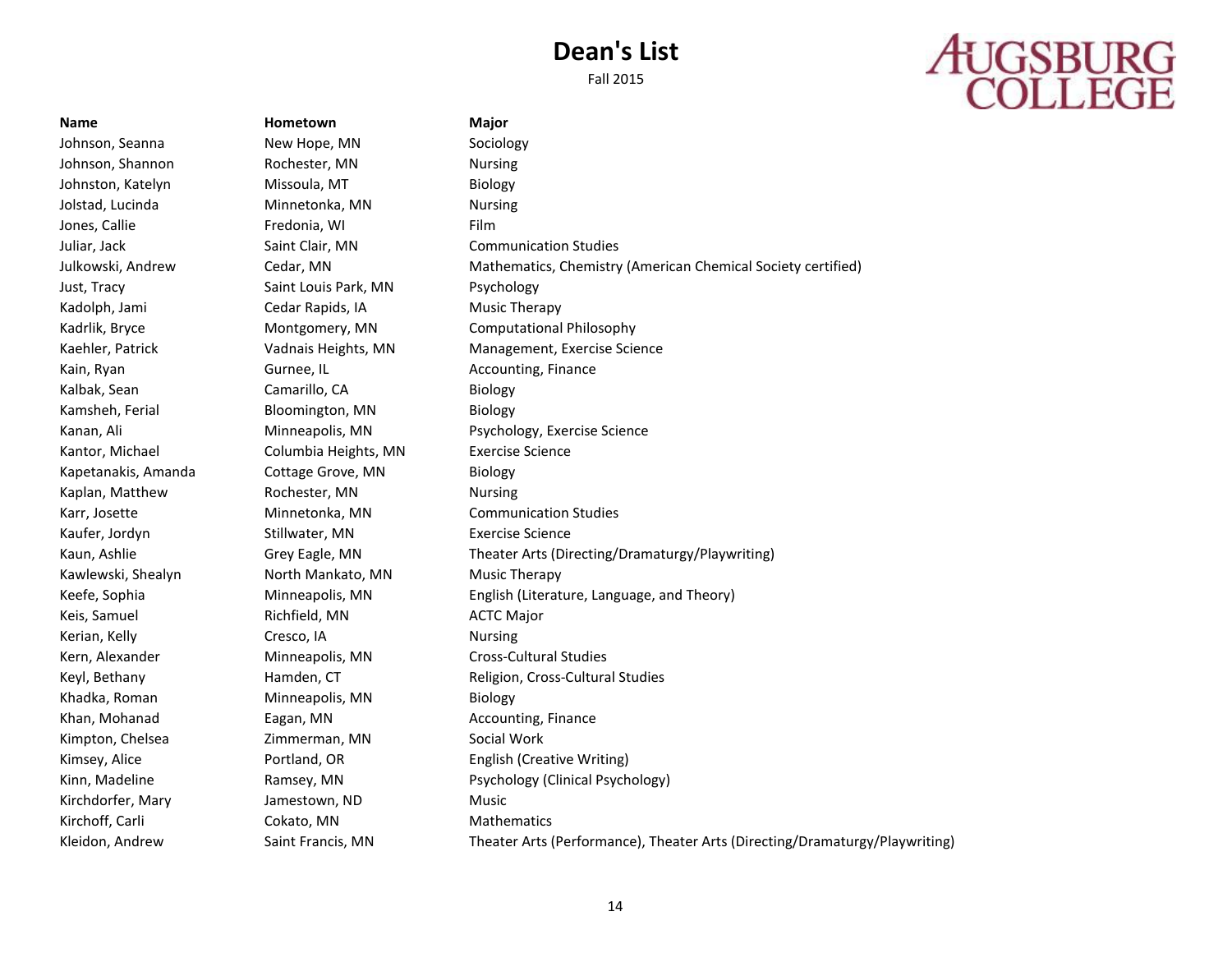# Dean's List

Fall 2015

AUGSBURG COLLEGE

| Name | Hometown | Major |
|---|---|---|
| Johnson, Seanna | New Hope, MN | Sociology |
| Johnson, Shannon | Rochester, MN | Nursing |
| Johnston, Katelyn | Missoula, MT | Biology |
| Jolstad, Lucinda | Minnetonka, MN | Nursing |
| Jones, Callie | Fredonia, WI | Film |
| Juliar, Jack | Saint Clair, MN | Communication Studies |
| Julkowski, Andrew | Cedar, MN | Mathematics, Chemistry (American Chemical Society certified) |
| Just, Tracy | Saint Louis Park, MN | Psychology |
| Kadolph, Jami | Cedar Rapids, IA | Music Therapy |
| Kadrlik, Bryce | Montgomery, MN | Computational Philosophy |
| Kaehler, Patrick | Vadnais Heights, MN | Management, Exercise Science |
| Kain, Ryan | Gurnee, IL | Accounting, Finance |
| Kalbak, Sean | Camarillo, CA | Biology |
| Kamsheh, Ferial | Bloomington, MN | Biology |
| Kanan, Ali | Minneapolis, MN | Psychology, Exercise Science |
| Kantor, Michael | Columbia Heights, MN | Exercise Science |
| Kapetanakis, Amanda | Cottage Grove, MN | Biology |
| Kaplan, Matthew | Rochester, MN | Nursing |
| Karr, Josette | Minnetonka, MN | Communication Studies |
| Kaufer, Jordyn | Stillwater, MN | Exercise Science |
| Kaun, Ashlie | Grey Eagle, MN | Theater Arts (Directing/Dramaturgy/Playwriting) |
| Kawlewski, Shealyn | North Mankato, MN | Music Therapy |
| Keefe, Sophia | Minneapolis, MN | English (Literature, Language, and Theory) |
| Keis, Samuel | Richfield, MN | ACTC Major |
| Kerian, Kelly | Cresco, IA | Nursing |
| Kern, Alexander | Minneapolis, MN | Cross-Cultural Studies |
| Keyl, Bethany | Hamden, CT | Religion, Cross-Cultural Studies |
| Khadka, Roman | Minneapolis, MN | Biology |
| Khan, Mohanad | Eagan, MN | Accounting, Finance |
| Kimpton, Chelsea | Zimmerman, MN | Social Work |
| Kimsey, Alice | Portland, OR | English (Creative Writing) |
| Kinn, Madeline | Ramsey, MN | Psychology (Clinical Psychology) |
| Kirchdorfer, Mary | Jamestown, ND | Music |
| Kirchoff, Carli | Cokato, MN | Mathematics |
| Kleidon, Andrew | Saint Francis, MN | Theater Arts (Performance), Theater Arts (Directing/Dramaturgy/Playwriting) |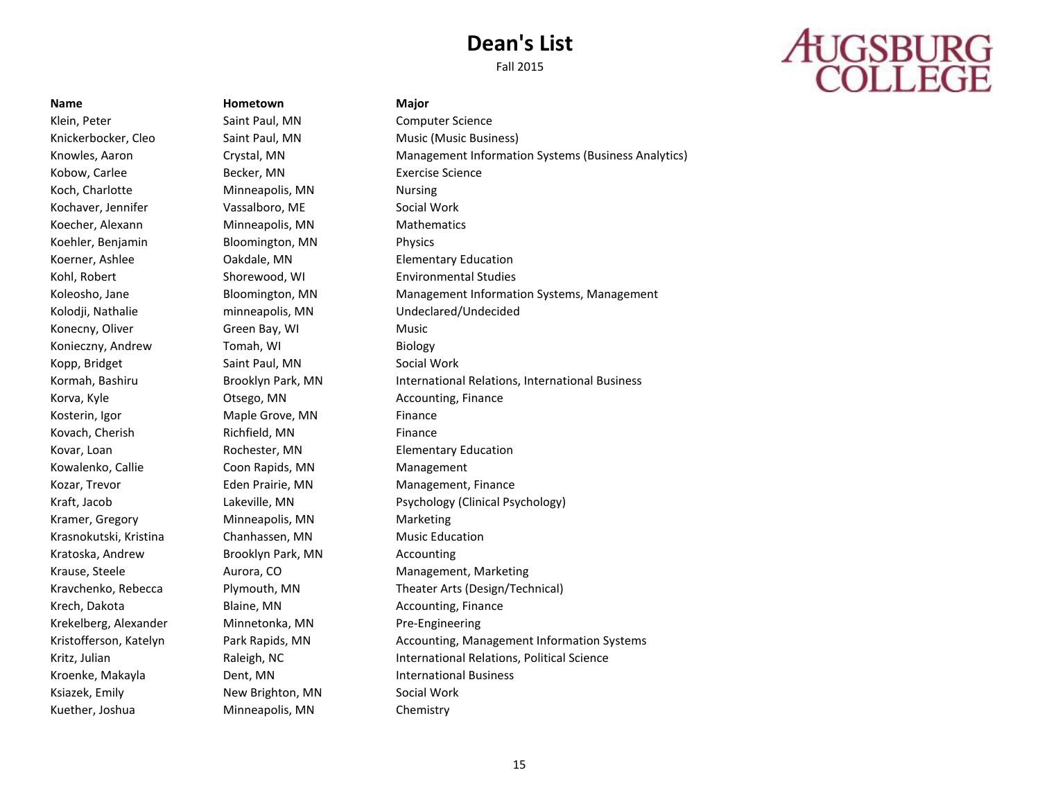# Dean's List

Fall 2015

AUGSBURG COLLEGE

| Name | Hometown | Major |
|---|---|---|
| Klein, Peter | Saint Paul, MN | Computer Science |
| Knickerbocker, Cleo | Saint Paul, MN | Music (Music Business) |
| Knowles, Aaron | Crystal, MN | Management Information Systems (Business Analytics) |
| Kobow, Carlee | Becker, MN | Exercise Science |
| Koch, Charlotte | Minneapolis, MN | Nursing |
| Kochaver, Jennifer | Vassalboro, ME | Social Work |
| Koecher, Alexann | Minneapolis, MN | Mathematics |
| Koehler, Benjamin | Bloomington, MN | Physics |
| Koerner, Ashlee | Oakdale, MN | Elementary Education |
| Kohl, Robert | Shorewood, WI | Environmental Studies |
| Koleosho, Jane | Bloomington, MN | Management Information Systems, Management |
| Kolodji, Nathalie | minneapolis, MN | Undeclared/Undecided |
| Konecny, Oliver | Green Bay, WI | Music |
| Konieczny, Andrew | Tomah, WI | Biology |
| Kopp, Bridget | Saint Paul, MN | Social Work |
| Kormah, Bashiru | Brooklyn Park, MN | International Relations, International Business |
| Korva, Kyle | Otsego, MN | Accounting, Finance |
| Kosterin, Igor | Maple Grove, MN | Finance |
| Kovach, Cherish | Richfield, MN | Finance |
| Kovar, Loan | Rochester, MN | Elementary Education |
| Kowalenko, Callie | Coon Rapids, MN | Management |
| Kozar, Trevor | Eden Prairie, MN | Management, Finance |
| Kraft, Jacob | Lakeville, MN | Psychology (Clinical Psychology) |
| Kramer, Gregory | Minneapolis, MN | Marketing |
| Krasnokutski, Kristina | Chanhassen, MN | Music Education |
| Kratoska, Andrew | Brooklyn Park, MN | Accounting |
| Krause, Steele | Aurora, CO | Management, Marketing |
| Kravchenko, Rebecca | Plymouth, MN | Theater Arts (Design/Technical) |
| Krech, Dakota | Blaine, MN | Accounting, Finance |
| Krekelberg, Alexander | Minnetonka, MN | Pre-Engineering |
| Kristofferson, Katelyn | Park Rapids, MN | Accounting, Management Information Systems |
| Kritz, Julian | Raleigh, NC | International Relations, Political Science |
| Kroenke, Makayla | Dent, MN | International Business |
| Ksiazek, Emily | New Brighton, MN | Social Work |
| Kuether, Joshua | Minneapolis, MN | Chemistry |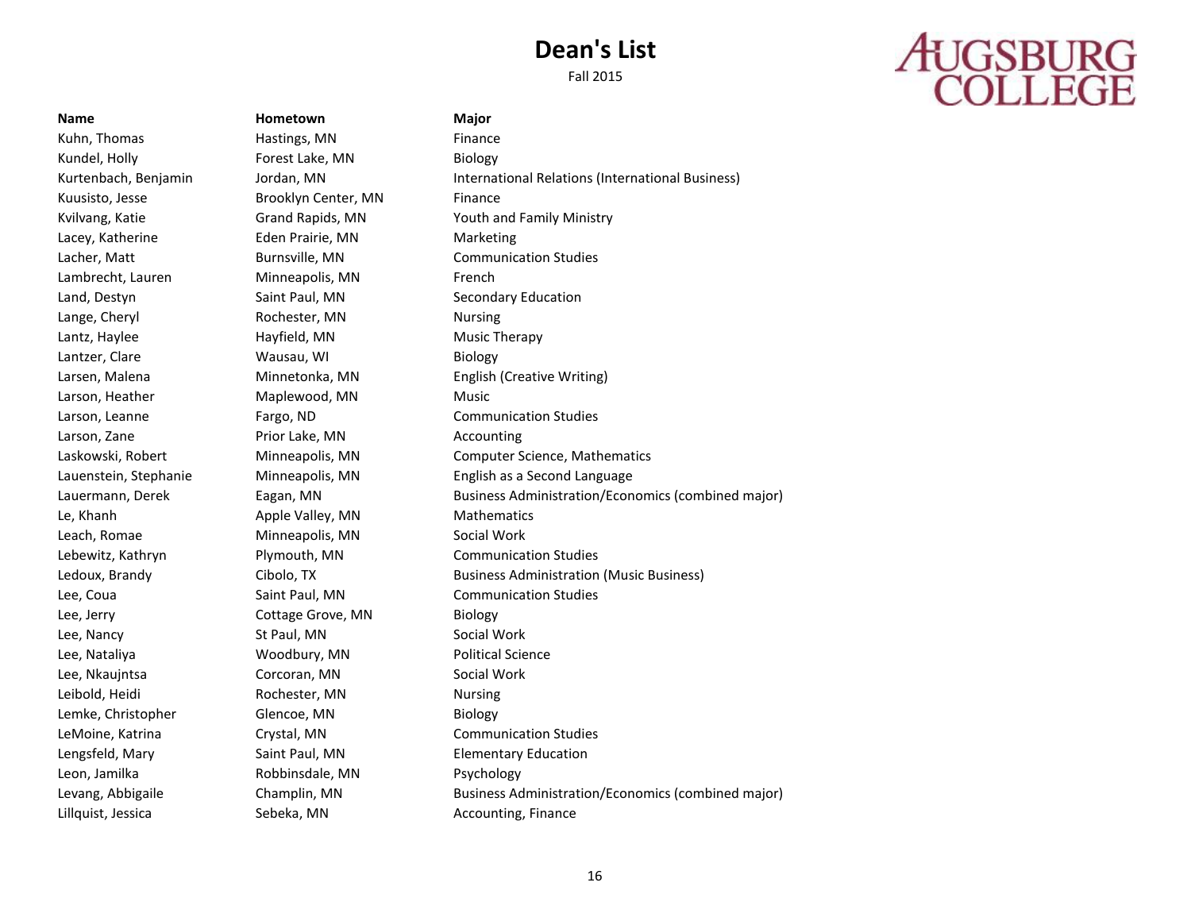# Dean's List

Fall 2015

AUGSBURG COLLEGE

| Name | Hometown | Major |
| --- | --- | --- |
| Kuhn, Thomas | Hastings, MN | Finance |
| Kundel, Holly | Forest Lake, MN | Biology |
| Kurtenbach, Benjamin | Jordan, MN | International Relations (International Business) |
| Kuusisto, Jesse | Brooklyn Center, MN | Finance |
| Kvilvang, Katie | Grand Rapids, MN | Youth and Family Ministry |
| Lacey, Katherine | Eden Prairie, MN | Marketing |
| Lacher, Matt | Burnsville, MN | Communication Studies |
| Lambrecht, Lauren | Minneapolis, MN | French |
| Land, Destyn | Saint Paul, MN | Secondary Education |
| Lange, Cheryl | Rochester, MN | Nursing |
| Lantz, Haylee | Hayfield, MN | Music Therapy |
| Lantzer, Clare | Wausau, WI | Biology |
| Larsen, Malena | Minnetonka, MN | English (Creative Writing) |
| Larson, Heather | Maplewood, MN | Music |
| Larson, Leanne | Fargo, ND | Communication Studies |
| Larson, Zane | Prior Lake, MN | Accounting |
| Laskowski, Robert | Minneapolis, MN | Computer Science, Mathematics |
| Lauenstein, Stephanie | Minneapolis, MN | English as a Second Language |
| Lauermann, Derek | Eagan, MN | Business Administration/Economics (combined major) |
| Le, Khanh | Apple Valley, MN | Mathematics |
| Leach, Romae | Minneapolis, MN | Social Work |
| Lebewitz, Kathryn | Plymouth, MN | Communication Studies |
| Ledoux, Brandy | Cibolo, TX | Business Administration (Music Business) |
| Lee, Coua | Saint Paul, MN | Communication Studies |
| Lee, Jerry | Cottage Grove, MN | Biology |
| Lee, Nancy | St Paul, MN | Social Work |
| Lee, Nataliya | Woodbury, MN | Political Science |
| Lee, Nkaujntsa | Corcoran, MN | Social Work |
| Leibold, Heidi | Rochester, MN | Nursing |
| Lemke, Christopher | Glencoe, MN | Biology |
| LeMoine, Katrina | Crystal, MN | Communication Studies |
| Lengsfeld, Mary | Saint Paul, MN | Elementary Education |
| Leon, Jamilka | Robbinsdale, MN | Psychology |
| Levang, Abbigaile | Champlin, MN | Business Administration/Economics (combined major) |
| Lillquist, Jessica | Sebeka, MN | Accounting, Finance |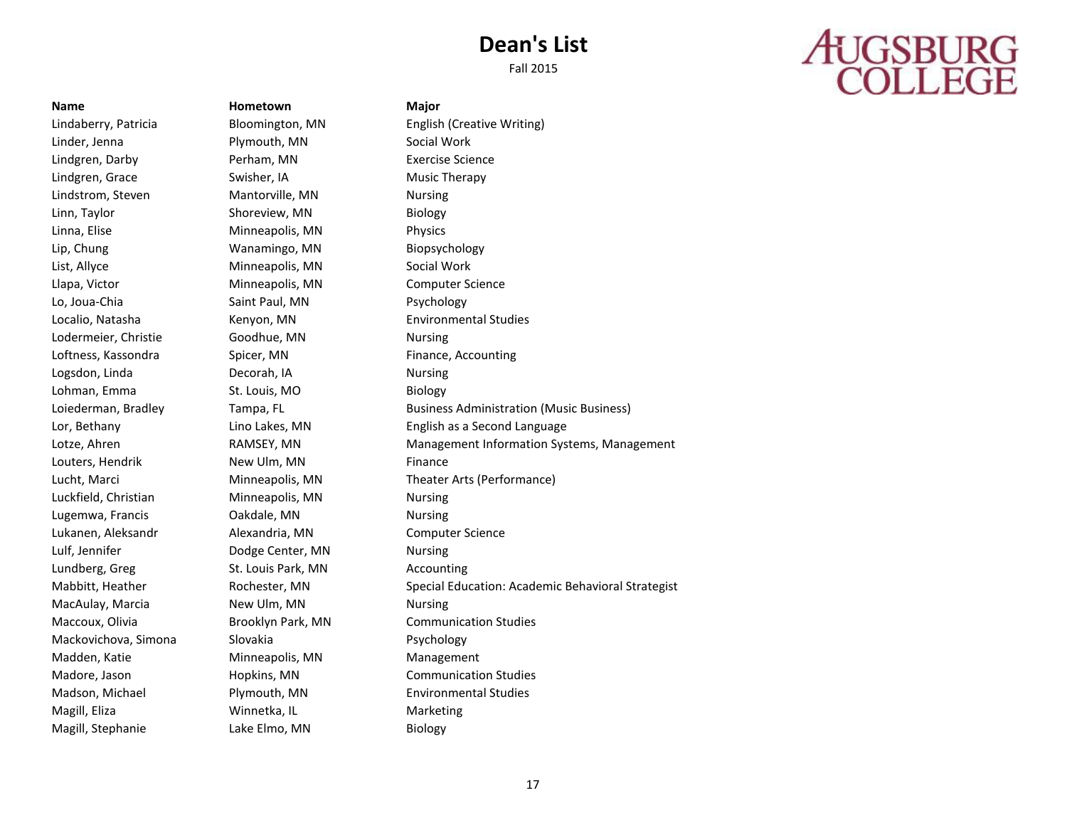# Dean's List

Fall 2015

AUGSBURG COLLEGE

| Name | Hometown | Major |
|---|---|---|
| Lindaberry, Patricia | Bloomington, MN | English (Creative Writing) |
| Linder, Jenna | Plymouth, MN | Social Work |
| Lindgren, Darby | Perham, MN | Exercise Science |
| Lindgren, Grace | Swisher, IA | Music Therapy |
| Lindstrom, Steven | Mantorville, MN | Nursing |
| Linn, Taylor | Shoreview, MN | Biology |
| Linna, Elise | Minneapolis, MN | Physics |
| Lip, Chung | Wanamingo, MN | Biopsychology |
| List, Allyce | Minneapolis, MN | Social Work |
| Llapa, Victor | Minneapolis, MN | Computer Science |
| Lo, Joua-Chia | Saint Paul, MN | Psychology |
| Localio, Natasha | Kenyon, MN | Environmental Studies |
| Lodermeier, Christie | Goodhue, MN | Nursing |
| Loftness, Kassondra | Spicer, MN | Finance, Accounting |
| Logsdon, Linda | Decorah, IA | Nursing |
| Lohman, Emma | St. Louis, MO | Biology |
| Loiederman, Bradley | Tampa, FL | Business Administration (Music Business) |
| Lor, Bethany | Lino Lakes, MN | English as a Second Language |
| Lotze, Ahren | RAMSEY, MN | Management Information Systems, Management |
| Louters, Hendrik | New Ulm, MN | Finance |
| Lucht, Marci | Minneapolis, MN | Theater Arts (Performance) |
| Luckfield, Christian | Minneapolis, MN | Nursing |
| Lugemwa, Francis | Oakdale, MN | Nursing |
| Lukanen, Aleksandr | Alexandria, MN | Computer Science |
| Lulf, Jennifer | Dodge Center, MN | Nursing |
| Lundberg, Greg | St. Louis Park, MN | Accounting |
| Mabbitt, Heather | Rochester, MN | Special Education: Academic Behavioral Strategist |
| MacAulay, Marcia | New Ulm, MN | Nursing |
| Maccoux, Olivia | Brooklyn Park, MN | Communication Studies |
| Mackovichova, Simona | Slovakia | Psychology |
| Madden, Katie | Minneapolis, MN | Management |
| Madore, Jason | Hopkins, MN | Communication Studies |
| Madson, Michael | Plymouth, MN | Environmental Studies |
| Magill, Eliza | Winnetka, IL | Marketing |
| Magill, Stephanie | Lake Elmo, MN | Biology |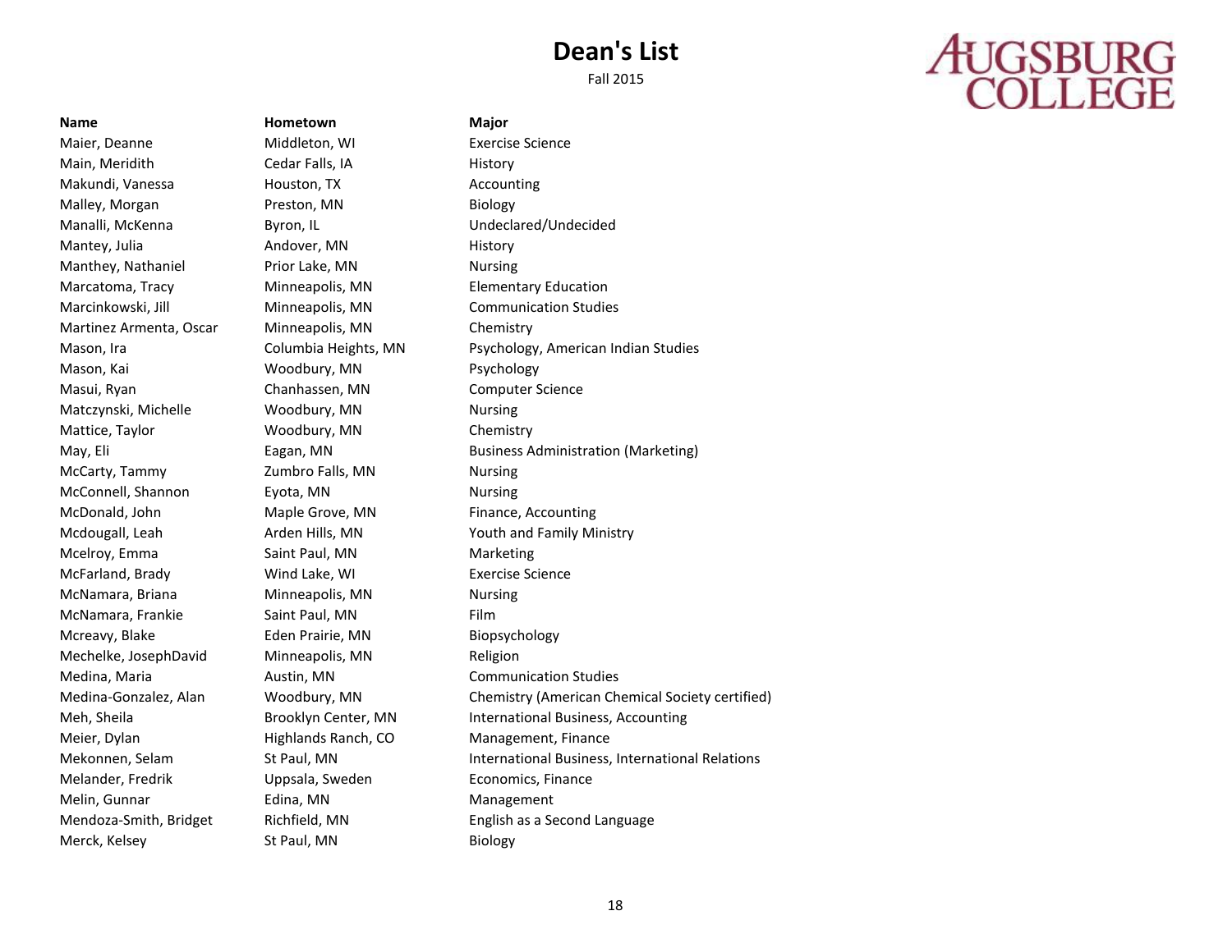# Dean's List

Fall 2015

AUGSBURG COLLEGE

| Name | Hometown | Major |
| --- | --- | --- |
| Maier, Deanne | Middleton, WI | Exercise Science |
| Main, Meridith | Cedar Falls, IA | History |
| Makundi, Vanessa | Houston, TX | Accounting |
| Malley, Morgan | Preston, MN | Biology |
| Manalli, McKenna | Byron, IL | Undeclared/Undecided |
| Mantey, Julia | Andover, MN | History |
| Manthey, Nathaniel | Prior Lake, MN | Nursing |
| Marcatoma, Tracy | Minneapolis, MN | Elementary Education |
| Marcinkowski, Jill | Minneapolis, MN | Communication Studies |
| Martinez Armenta, Oscar | Minneapolis, MN | Chemistry |
| Mason, Ira | Columbia Heights, MN | Psychology, American Indian Studies |
| Mason, Kai | Woodbury, MN | Psychology |
| Masui, Ryan | Chanhassen, MN | Computer Science |
| Matczynski, Michelle | Woodbury, MN | Nursing |
| Mattice, Taylor | Woodbury, MN | Chemistry |
| May, Eli | Eagan, MN | Business Administration (Marketing) |
| McCarty, Tammy | Zumbro Falls, MN | Nursing |
| McConnell, Shannon | Eyota, MN | Nursing |
| McDonald, John | Maple Grove, MN | Finance, Accounting |
| Mcdougall, Leah | Arden Hills, MN | Youth and Family Ministry |
| Mcelroy, Emma | Saint Paul, MN | Marketing |
| McFarland, Brady | Wind Lake, WI | Exercise Science |
| McNamara, Briana | Minneapolis, MN | Nursing |
| McNamara, Frankie | Saint Paul, MN | Film |
| Mcreavy, Blake | Eden Prairie, MN | Biopsychology |
| Mechelke, JosephDavid | Minneapolis, MN | Religion |
| Medina, Maria | Austin, MN | Communication Studies |
| Medina-Gonzalez, Alan | Woodbury, MN | Chemistry (American Chemical Society certified) |
| Meh, Sheila | Brooklyn Center, MN | International Business, Accounting |
| Meier, Dylan | Highlands Ranch, CO | Management, Finance |
| Mekonnen, Selam | St Paul, MN | International Business, International Relations |
| Melander, Fredrik | Uppsala, Sweden | Economics, Finance |
| Melin, Gunnar | Edina, MN | Management |
| Mendoza-Smith, Bridget | Richfield, MN | English as a Second Language |
| Merck, Kelsey | St Paul, MN | Biology |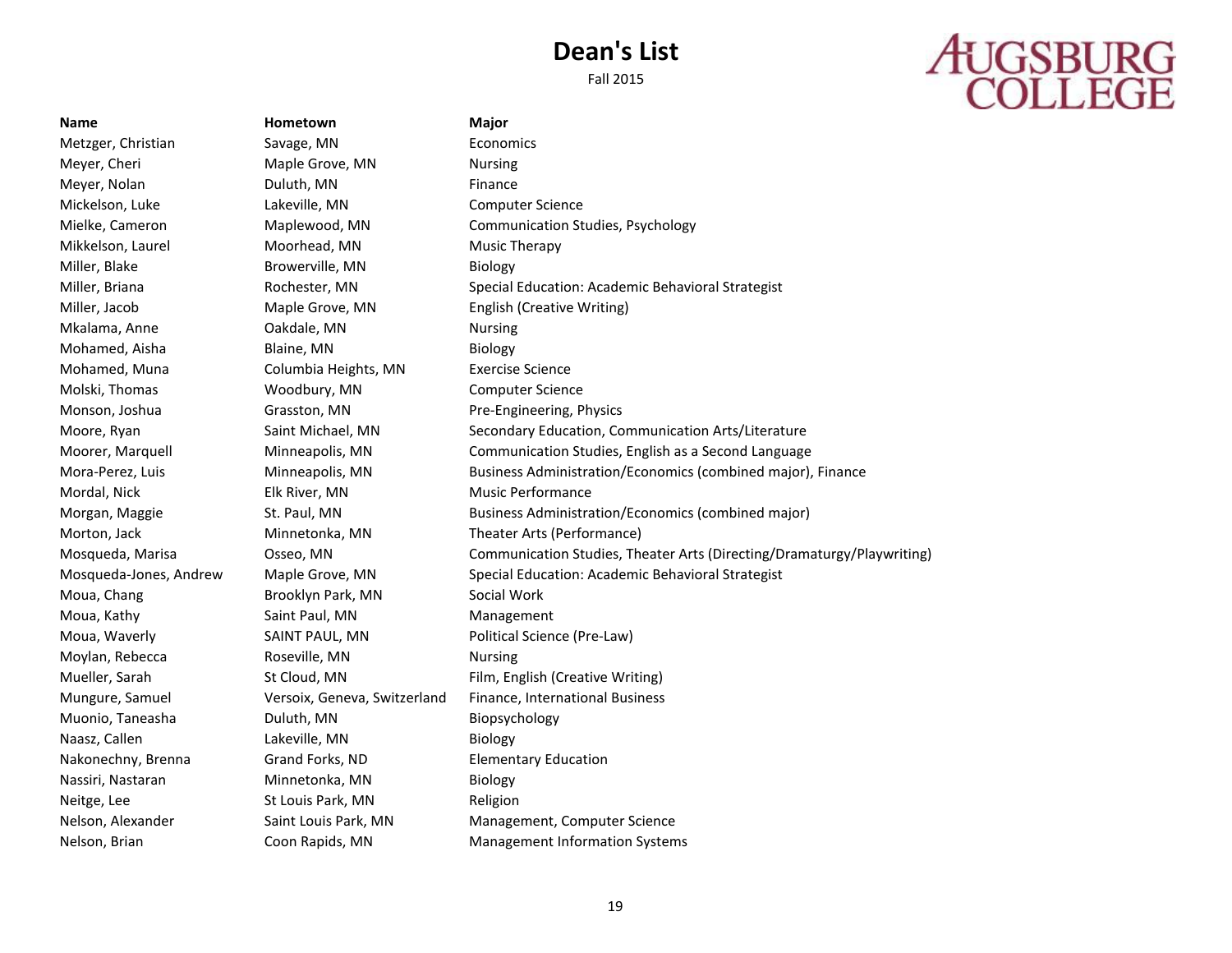# Dean's List

Fall 2015

AUGSBURG COLLEGE

| Name | Hometown | Major |
|---|---|---|
| Metzger, Christian | Savage, MN | Economics |
| Meyer, Cheri | Maple Grove, MN | Nursing |
| Meyer, Nolan | Duluth, MN | Finance |
| Mickelson, Luke | Lakeville, MN | Computer Science |
| Mielke, Cameron | Maplewood, MN | Communication Studies, Psychology |
| Mikkelson, Laurel | Moorhead, MN | Music Therapy |
| Miller, Blake | Browerville, MN | Biology |
| Miller, Briana | Rochester, MN | Special Education: Academic Behavioral Strategist |
| Miller, Jacob | Maple Grove, MN | English (Creative Writing) |
| Mkalama, Anne | Oakdale, MN | Nursing |
| Mohamed, Aisha | Blaine, MN | Biology |
| Mohamed, Muna | Columbia Heights, MN | Exercise Science |
| Molski, Thomas | Woodbury, MN | Computer Science |
| Monson, Joshua | Grasston, MN | Pre-Engineering, Physics |
| Moore, Ryan | Saint Michael, MN | Secondary Education, Communication Arts/Literature |
| Moorer, Marquell | Minneapolis, MN | Communication Studies, English as a Second Language |
| Mora-Perez, Luis | Minneapolis, MN | Business Administration/Economics (combined major), Finance |
| Mordal, Nick | Elk River, MN | Music Performance |
| Morgan, Maggie | St. Paul, MN | Business Administration/Economics (combined major) |
| Morton, Jack | Minnetonka, MN | Theater Arts (Performance) |
| Mosqueda, Marisa | Osseo, MN | Communication Studies, Theater Arts (Directing/Dramaturgy/Playwriting) |
| Mosqueda-Jones, Andrew | Maple Grove, MN | Special Education: Academic Behavioral Strategist |
| Moua, Chang | Brooklyn Park, MN | Social Work |
| Moua, Kathy | Saint Paul, MN | Management |
| Moua, Waverly | SAINT PAUL, MN | Political Science (Pre-Law) |
| Moylan, Rebecca | Roseville, MN | Nursing |
| Mueller, Sarah | St Cloud, MN | Film, English (Creative Writing) |
| Mungure, Samuel | Versoix, Geneva, Switzerland | Finance, International Business |
| Muonio, Taneasha | Duluth, MN | Biopsychology |
| Naasz, Callen | Lakeville, MN | Biology |
| Nakonechny, Brenna | Grand Forks, ND | Elementary Education |
| Nassiri, Nastaran | Minnetonka, MN | Biology |
| Neitge, Lee | St Louis Park, MN | Religion |
| Nelson, Alexander | Saint Louis Park, MN | Management, Computer Science |
| Nelson, Brian | Coon Rapids, MN | Management Information Systems |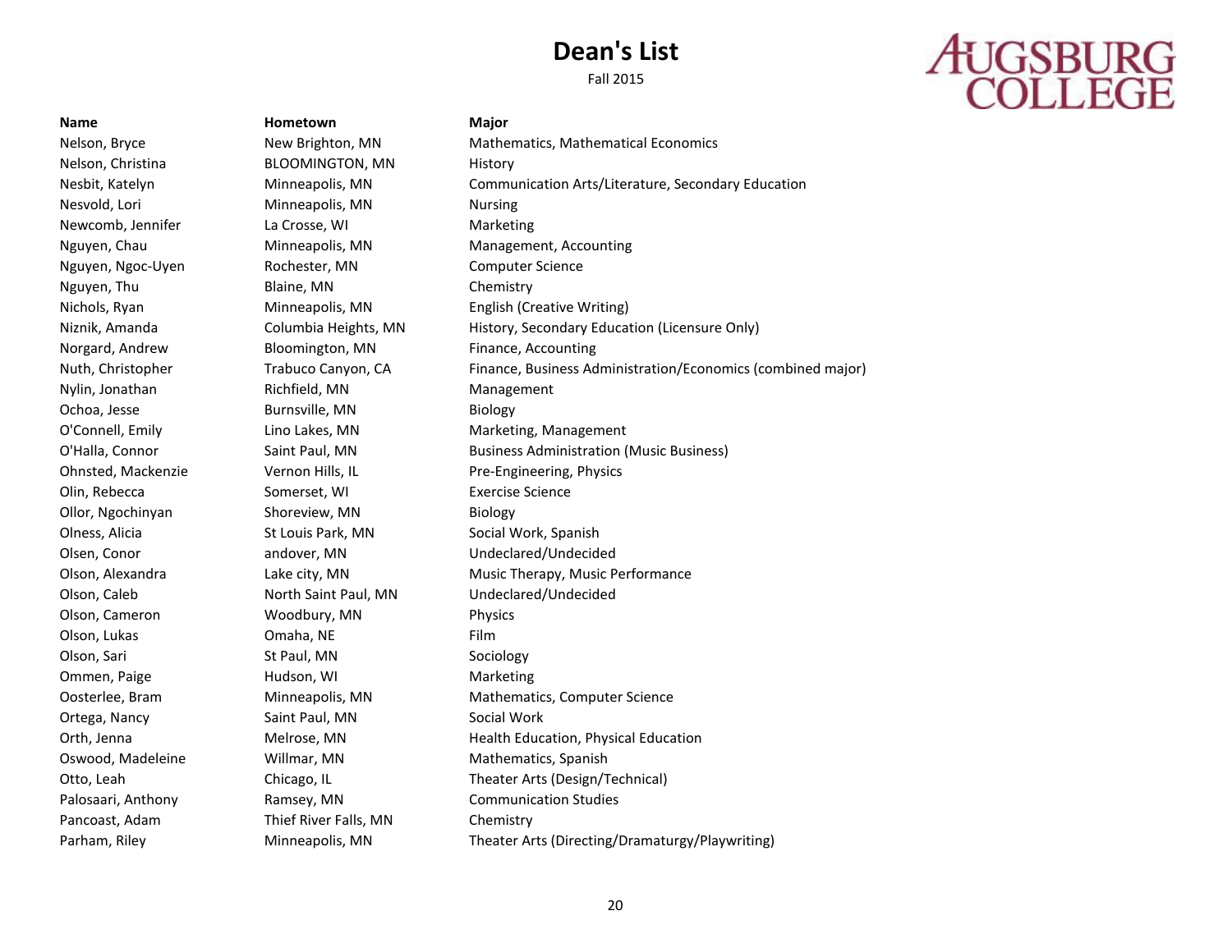# Dean's List

Fall 2015

AUGSBURG COLLEGE

| Name | Hometown | Major |
|---|---|---|
| Nelson, Bryce | New Brighton, MN | Mathematics, Mathematical Economics |
| Nelson, Christina | BLOOMINGTON, MN | History |
| Nesbit, Katelyn | Minneapolis, MN | Communication Arts/Literature, Secondary Education |
| Nesvold, Lori | Minneapolis, MN | Nursing |
| Newcomb, Jennifer | La Crosse, WI | Marketing |
| Nguyen, Chau | Minneapolis, MN | Management, Accounting |
| Nguyen, Ngoc-Uyen | Rochester, MN | Computer Science |
| Nguyen, Thu | Blaine, MN | Chemistry |
| Nichols, Ryan | Minneapolis, MN | English (Creative Writing) |
| Niznik, Amanda | Columbia Heights, MN | History, Secondary Education (Licensure Only) |
| Norgard, Andrew | Bloomington, MN | Finance, Accounting |
| Nuth, Christopher | Trabuco Canyon, CA | Finance, Business Administration/Economics (combined major) |
| Nylin, Jonathan | Richfield, MN | Management |
| Ochoa, Jesse | Burnsville, MN | Biology |
| O'Connell, Emily | Lino Lakes, MN | Marketing, Management |
| O'Halla, Connor | Saint Paul, MN | Business Administration (Music Business) |
| Ohnsted, Mackenzie | Vernon Hills, IL | Pre-Engineering, Physics |
| Olin, Rebecca | Somerset, WI | Exercise Science |
| Ollor, Ngochinyan | Shoreview, MN | Biology |
| Olness, Alicia | St Louis Park, MN | Social Work, Spanish |
| Olsen, Conor | andover, MN | Undeclared/Undecided |
| Olson, Alexandra | Lake city, MN | Music Therapy, Music Performance |
| Olson, Caleb | North Saint Paul, MN | Undeclared/Undecided |
| Olson, Cameron | Woodbury, MN | Physics |
| Olson, Lukas | Omaha, NE | Film |
| Olson, Sari | St Paul, MN | Sociology |
| Ommen, Paige | Hudson, WI | Marketing |
| Oosterlee, Bram | Minneapolis, MN | Mathematics, Computer Science |
| Ortega, Nancy | Saint Paul, MN | Social Work |
| Orth, Jenna | Melrose, MN | Health Education, Physical Education |
| Oswood, Madeleine | Willmar, MN | Mathematics, Spanish |
| Otto, Leah | Chicago, IL | Theater Arts (Design/Technical) |
| Palosaari, Anthony | Ramsey, MN | Communication Studies |
| Pancoast, Adam | Thief River Falls, MN | Chemistry |
| Parham, Riley | Minneapolis, MN | Theater Arts (Directing/Dramaturgy/Playwriting) |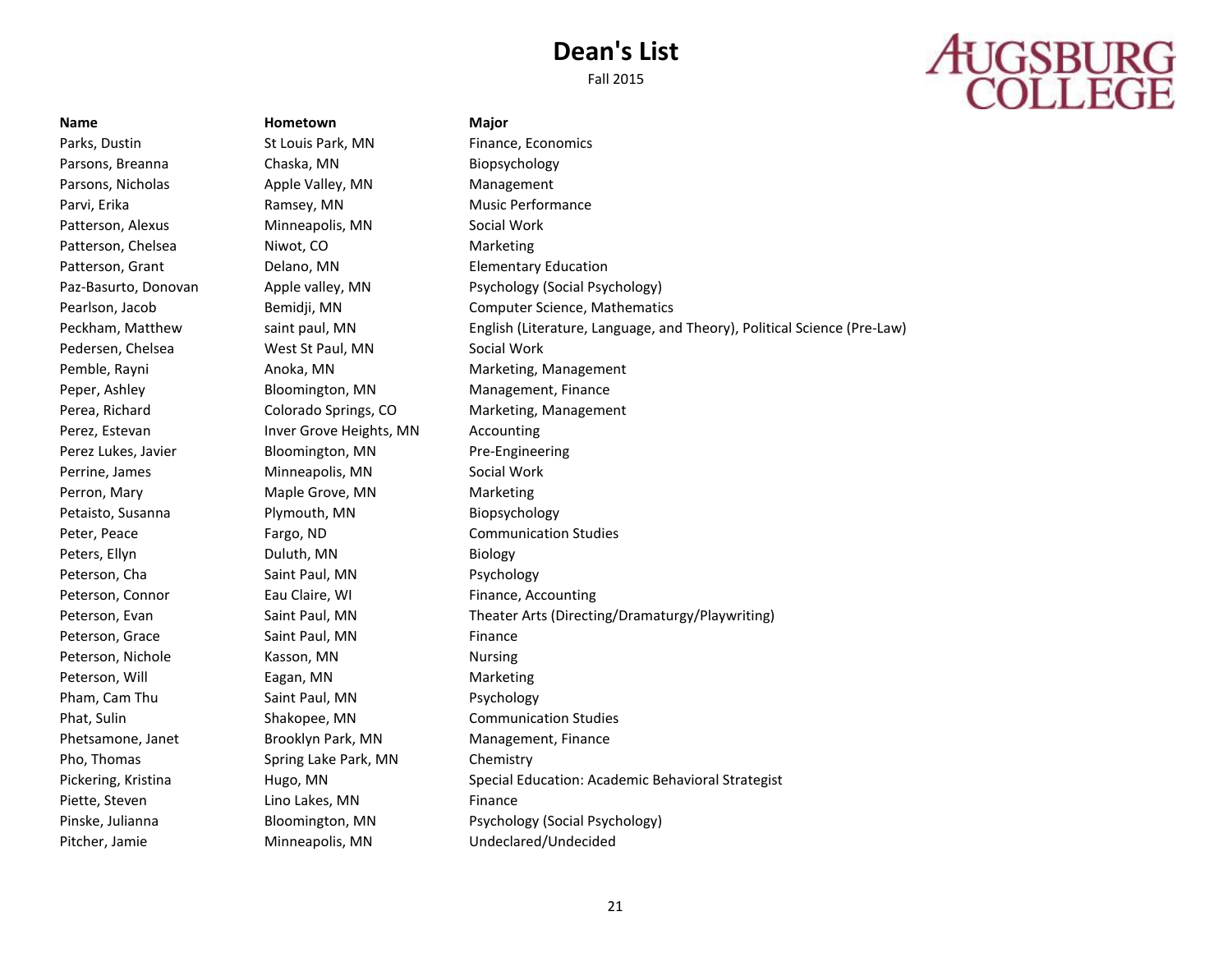# Dean's List

Fall 2015

AUGSBURG COLLEGE

| Name | Hometown | Major |
|---|---|---|
| Parks, Dustin | St Louis Park, MN | Finance, Economics |
| Parsons, Breanna | Chaska, MN | Biopsychology |
| Parsons, Nicholas | Apple Valley, MN | Management |
| Parvi, Erika | Ramsey, MN | Music Performance |
| Patterson, Alexus | Minneapolis, MN | Social Work |
| Patterson, Chelsea | Niwot, CO | Marketing |
| Patterson, Grant | Delano, MN | Elementary Education |
| Paz-Basurto, Donovan | Apple valley, MN | Psychology (Social Psychology) |
| Pearlson, Jacob | Bemidji, MN | Computer Science, Mathematics |
| Peckham, Matthew | saint paul, MN | English (Literature, Language, and Theory), Political Science (Pre-Law) |
| Pedersen, Chelsea | West St Paul, MN | Social Work |
| Pemble, Rayni | Anoka, MN | Marketing, Management |
| Peper, Ashley | Bloomington, MN | Management, Finance |
| Perea, Richard | Colorado Springs, CO | Marketing, Management |
| Perez, Estevan | Inver Grove Heights, MN | Accounting |
| Perez Lukes, Javier | Bloomington, MN | Pre-Engineering |
| Perrine, James | Minneapolis, MN | Social Work |
| Perron, Mary | Maple Grove, MN | Marketing |
| Petaisto, Susanna | Plymouth, MN | Biopsychology |
| Peter, Peace | Fargo, ND | Communication Studies |
| Peters, Ellyn | Duluth, MN | Biology |
| Peterson, Cha | Saint Paul, MN | Psychology |
| Peterson, Connor | Eau Claire, WI | Finance, Accounting |
| Peterson, Evan | Saint Paul, MN | Theater Arts (Directing/Dramaturgy/Playwriting) |
| Peterson, Grace | Saint Paul, MN | Finance |
| Peterson, Nichole | Kasson, MN | Nursing |
| Peterson, Will | Eagan, MN | Marketing |
| Pham, Cam Thu | Saint Paul, MN | Psychology |
| Phat, Sulin | Shakopee, MN | Communication Studies |
| Phetsamone, Janet | Brooklyn Park, MN | Management, Finance |
| Pho, Thomas | Spring Lake Park, MN | Chemistry |
| Pickering, Kristina | Hugo, MN | Special Education: Academic Behavioral Strategist |
| Piette, Steven | Lino Lakes, MN | Finance |
| Pinske, Julianna | Bloomington, MN | Psychology (Social Psychology) |
| Pitcher, Jamie | Minneapolis, MN | Undeclared/Undecided |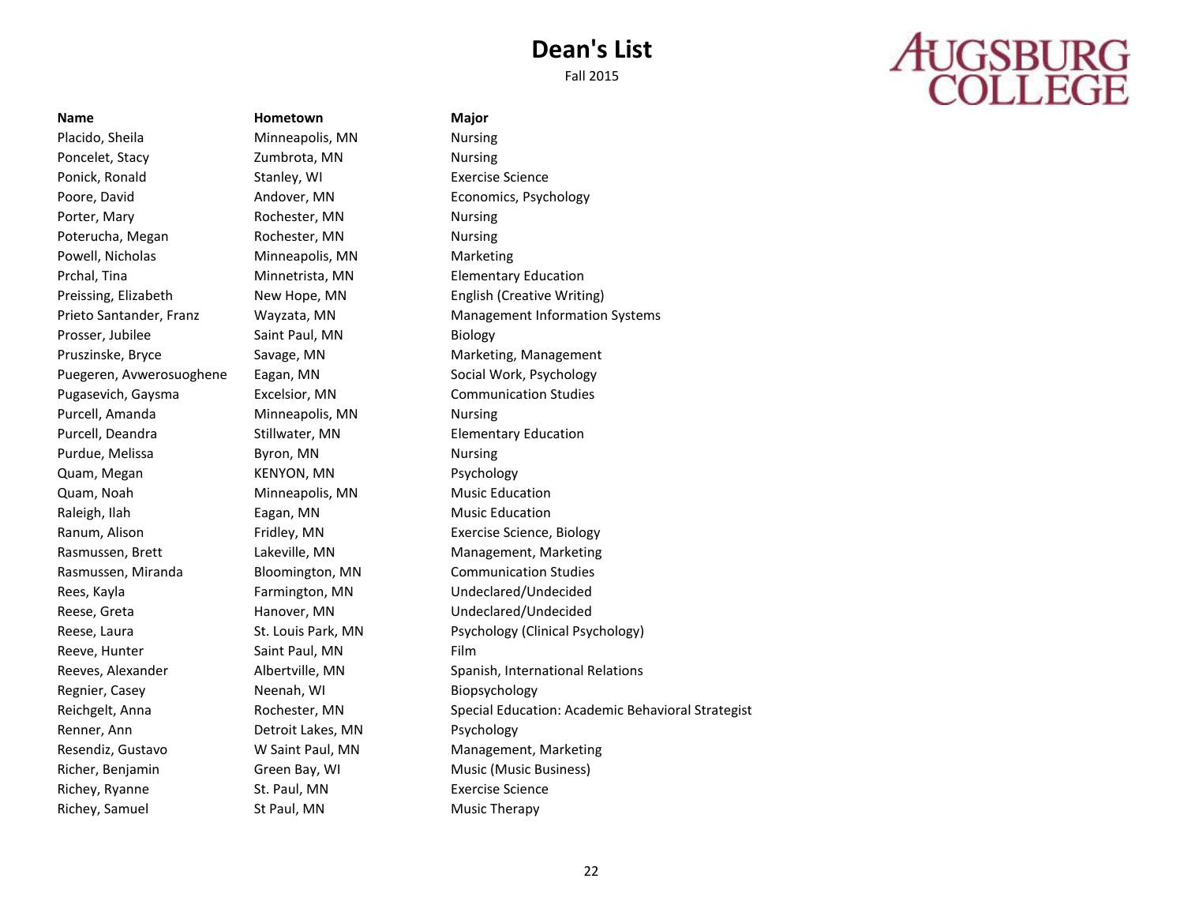# Dean's List

Fall 2015

AUGSBURG COLLEGE

| Name | Hometown | Major |
| --- | --- | --- |
| Placido, Sheila | Minneapolis, MN | Nursing |
| Poncelet, Stacy | Zumbrota, MN | Nursing |
| Ponick, Ronald | Stanley, WI | Exercise Science |
| Poore, David | Andover, MN | Economics, Psychology |
| Porter, Mary | Rochester, MN | Nursing |
| Poterucha, Megan | Rochester, MN | Nursing |
| Powell, Nicholas | Minneapolis, MN | Marketing |
| Prchal, Tina | Minnetrista, MN | Elementary Education |
| Preissing, Elizabeth | New Hope, MN | English (Creative Writing) |
| Prieto Santander, Franz | Wayzata, MN | Management Information Systems |
| Prosser, Jubilee | Saint Paul, MN | Biology |
| Pruszinske, Bryce | Savage, MN | Marketing, Management |
| Puegeren, Avwerosuoghene | Eagan, MN | Social Work, Psychology |
| Pugasevich, Gaysma | Excelsior, MN | Communication Studies |
| Purcell, Amanda | Minneapolis, MN | Nursing |
| Purcell, Deandra | Stillwater, MN | Elementary Education |
| Purdue, Melissa | Byron, MN | Nursing |
| Quam, Megan | KENYON, MN | Psychology |
| Quam, Noah | Minneapolis, MN | Music Education |
| Raleigh, Ilah | Eagan, MN | Music Education |
| Ranum, Alison | Fridley, MN | Exercise Science, Biology |
| Rasmussen, Brett | Lakeville, MN | Management, Marketing |
| Rasmussen, Miranda | Bloomington, MN | Communication Studies |
| Rees, Kayla | Farmington, MN | Undeclared/Undecided |
| Reese, Greta | Hanover, MN | Undeclared/Undecided |
| Reese, Laura | St. Louis Park, MN | Psychology (Clinical Psychology) |
| Reeve, Hunter | Saint Paul, MN | Film |
| Reeves, Alexander | Albertville, MN | Spanish, International Relations |
| Regnier, Casey | Neenah, WI | Biopsychology |
| Reichgelt, Anna | Rochester, MN | Special Education: Academic Behavioral Strategist |
| Renner, Ann | Detroit Lakes, MN | Psychology |
| Resendiz, Gustavo | W Saint Paul, MN | Management, Marketing |
| Richer, Benjamin | Green Bay, WI | Music (Music Business) |
| Richey, Ryanne | St. Paul, MN | Exercise Science |
| Richey, Samuel | St Paul, MN | Music Therapy |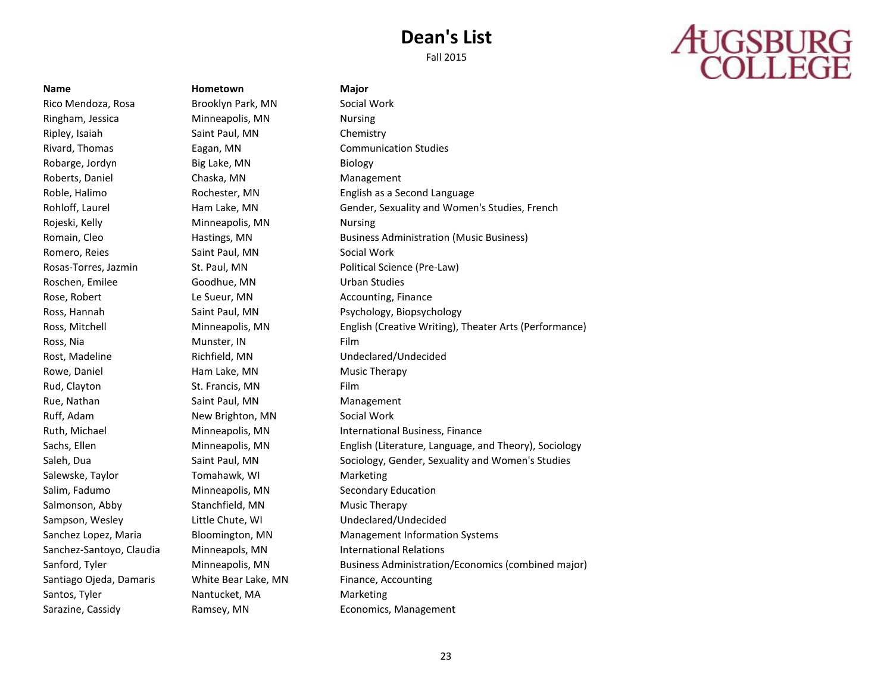# Dean's List

Fall 2015

AUGSBURG COLLEGE

| Name | Hometown | Major |
|---|---|---|
| Rico Mendoza, Rosa | Brooklyn Park, MN | Social Work |
| Ringham, Jessica | Minneapolis, MN | Nursing |
| Ripley, Isaiah | Saint Paul, MN | Chemistry |
| Rivard, Thomas | Eagan, MN | Communication Studies |
| Robarge, Jordyn | Big Lake, MN | Biology |
| Roberts, Daniel | Chaska, MN | Management |
| Roble, Halimo | Rochester, MN | English as a Second Language |
| Rohloff, Laurel | Ham Lake, MN | Gender, Sexuality and Women's Studies, French |
| Rojeski, Kelly | Minneapolis, MN | Nursing |
| Romain, Cleo | Hastings, MN | Business Administration (Music Business) |
| Romero, Reies | Saint Paul, MN | Social Work |
| Rosas-Torres, Jazmin | St. Paul, MN | Political Science (Pre-Law) |
| Roschen, Emilee | Goodhue, MN | Urban Studies |
| Rose, Robert | Le Sueur, MN | Accounting, Finance |
| Ross, Hannah | Saint Paul, MN | Psychology, Biopsychology |
| Ross, Mitchell | Minneapolis, MN | English (Creative Writing), Theater Arts (Performance) |
| Ross, Nia | Munster, IN | Film |
| Rost, Madeline | Richfield, MN | Undeclared/Undecided |
| Rowe, Daniel | Ham Lake, MN | Music Therapy |
| Rud, Clayton | St. Francis, MN | Film |
| Rue, Nathan | Saint Paul, MN | Management |
| Ruff, Adam | New Brighton, MN | Social Work |
| Ruth, Michael | Minneapolis, MN | International Business, Finance |
| Sachs, Ellen | Minneapolis, MN | English (Literature, Language, and Theory), Sociology |
| Saleh, Dua | Saint Paul, MN | Sociology, Gender, Sexuality and Women's Studies |
| Salewske, Taylor | Tomahawk, WI | Marketing |
| Salim, Fadumo | Minneapolis, MN | Secondary Education |
| Salmonson, Abby | Stanchfield, MN | Music Therapy |
| Sampson, Wesley | Little Chute, WI | Undeclared/Undecided |
| Sanchez Lopez, Maria | Bloomington, MN | Management Information Systems |
| Sanchez-Santoyo, Claudia | Minneapols, MN | International Relations |
| Sanford, Tyler | Minneapolis, MN | Business Administration/Economics (combined major) |
| Santiago Ojeda, Damaris | White Bear Lake, MN | Finance, Accounting |
| Santos, Tyler | Nantucket, MA | Marketing |
| Sarazine, Cassidy | Ramsey, MN | Economics, Management |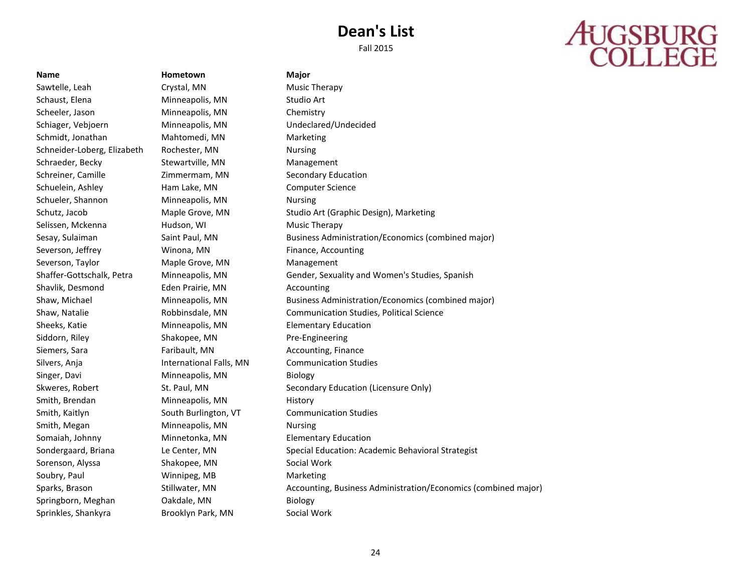# Dean's List

Fall 2015

AUGSBURG COLLEGE

| Name | Hometown | Major |
|---|---|---|
| Sawtelle, Leah | Crystal, MN | Music Therapy |
| Schaust, Elena | Minneapolis, MN | Studio Art |
| Scheeler, Jason | Minneapolis, MN | Chemistry |
| Schiager, Vebjoern | Minneapolis, MN | Undeclared/Undecided |
| Schmidt, Jonathan | Mahtomedi, MN | Marketing |
| Schneider-Loberg, Elizabeth | Rochester, MN | Nursing |
| Schraeder, Becky | Stewartville, MN | Management |
| Schreiner, Camille | Zimmermam, MN | Secondary Education |
| Schuelein, Ashley | Ham Lake, MN | Computer Science |
| Schueler, Shannon | Minneapolis, MN | Nursing |
| Schutz, Jacob | Maple Grove, MN | Studio Art (Graphic Design), Marketing |
| Selissen, Mckenna | Hudson, WI | Music Therapy |
| Sesay, Sulaiman | Saint Paul, MN | Business Administration/Economics (combined major) |
| Severson, Jeffrey | Winona, MN | Finance, Accounting |
| Severson, Taylor | Maple Grove, MN | Management |
| Shaffer-Gottschalk, Petra | Minneapolis, MN | Gender, Sexuality and Women's Studies, Spanish |
| Shavlik, Desmond | Eden Prairie, MN | Accounting |
| Shaw, Michael | Minneapolis, MN | Business Administration/Economics (combined major) |
| Shaw, Natalie | Robbinsdale, MN | Communication Studies, Political Science |
| Sheeks, Katie | Minneapolis, MN | Elementary Education |
| Siddorn, Riley | Shakopee, MN | Pre-Engineering |
| Siemers, Sara | Faribault, MN | Accounting, Finance |
| Silvers, Anja | International Falls, MN | Communication Studies |
| Singer, Davi | Minneapolis, MN | Biology |
| Skweres, Robert | St. Paul, MN | Secondary Education (Licensure Only) |
| Smith, Brendan | Minneapolis, MN | History |
| Smith, Kaitlyn | South Burlington, VT | Communication Studies |
| Smith, Megan | Minneapolis, MN | Nursing |
| Somaiah, Johnny | Minnetonka, MN | Elementary Education |
| Sondergaard, Briana | Le Center, MN | Special Education: Academic Behavioral Strategist |
| Sorenson, Alyssa | Shakopee, MN | Social Work |
| Soubry, Paul | Winnipeg, MB | Marketing |
| Sparks, Brason | Stillwater, MN | Accounting, Business Administration/Economics (combined major) |
| Springborn, Meghan | Oakdale, MN | Biology |
| Sprinkles, Shankyra | Brooklyn Park, MN | Social Work |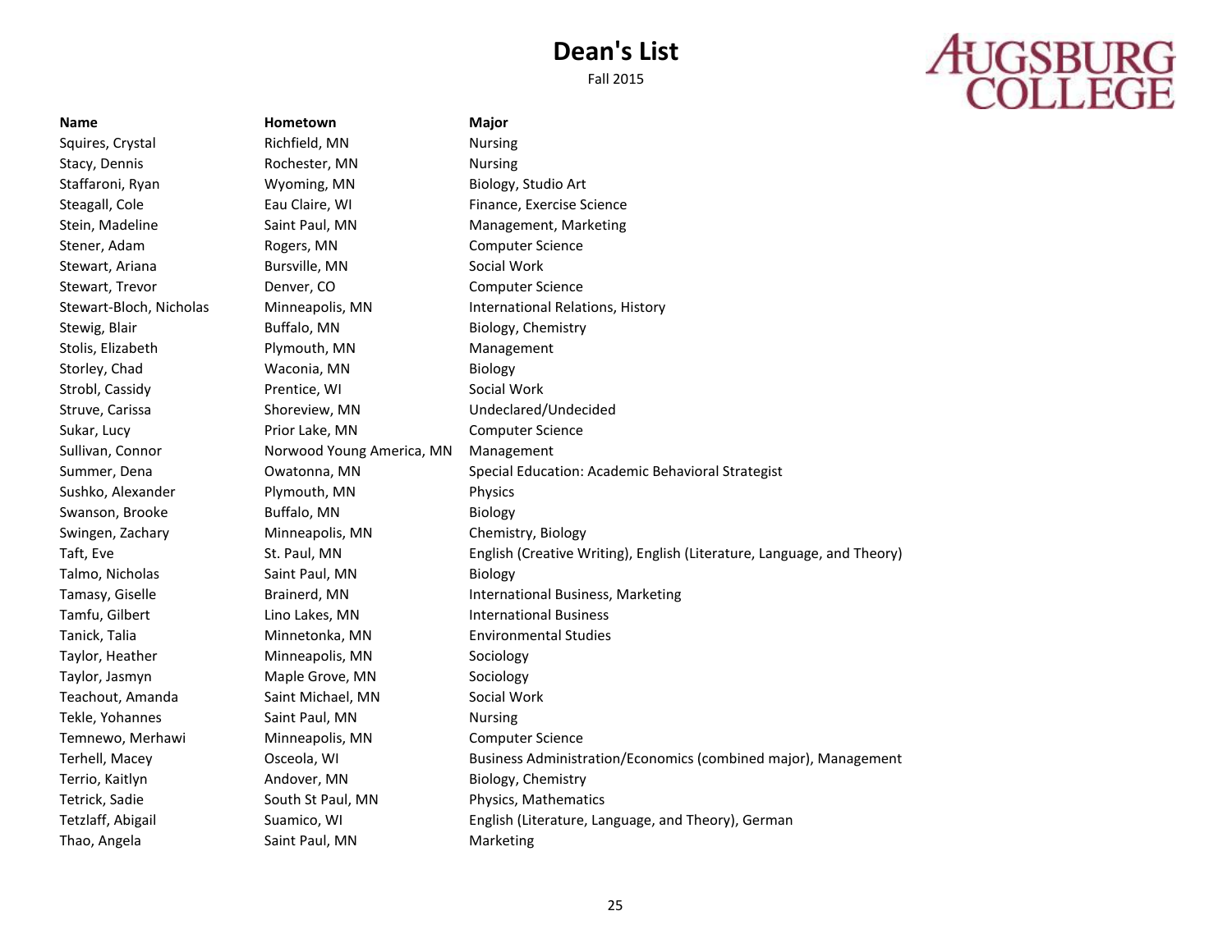# Dean's List

Fall 2015

AUGSBURG COLLEGE

| Name | Hometown | Major |
| --- | --- | --- |
| Squires, Crystal | Richfield, MN | Nursing |
| Stacy, Dennis | Rochester, MN | Nursing |
| Staffaroni, Ryan | Wyoming, MN | Biology, Studio Art |
| Steagall, Cole | Eau Claire, WI | Finance, Exercise Science |
| Stein, Madeline | Saint Paul, MN | Management, Marketing |
| Stener, Adam | Rogers, MN | Computer Science |
| Stewart, Ariana | Bursville, MN | Social Work |
| Stewart, Trevor | Denver, CO | Computer Science |
| Stewart-Bloch, Nicholas | Minneapolis, MN | International Relations, History |
| Stewig, Blair | Buffalo, MN | Biology, Chemistry |
| Stolis, Elizabeth | Plymouth, MN | Management |
| Storley, Chad | Waconia, MN | Biology |
| Strobl, Cassidy | Prentice, WI | Social Work |
| Struve, Carissa | Shoreview, MN | Undeclared/Undecided |
| Sukar, Lucy | Prior Lake, MN | Computer Science |
| Sullivan, Connor | Norwood Young America, MN | Management |
| Summer, Dena | Owatonna, MN | Special Education: Academic Behavioral Strategist |
| Sushko, Alexander | Plymouth, MN | Physics |
| Swanson, Brooke | Buffalo, MN | Biology |
| Swingen, Zachary | Minneapolis, MN | Chemistry, Biology |
| Taft, Eve | St. Paul, MN | English (Creative Writing), English (Literature, Language, and Theory) |
| Talmo, Nicholas | Saint Paul, MN | Biology |
| Tamasy, Giselle | Brainerd, MN | International Business, Marketing |
| Tamfu, Gilbert | Lino Lakes, MN | International Business |
| Tanick, Talia | Minnetonka, MN | Environmental Studies |
| Taylor, Heather | Minneapolis, MN | Sociology |
| Taylor, Jasmyn | Maple Grove, MN | Sociology |
| Teachout, Amanda | Saint Michael, MN | Social Work |
| Tekle, Yohannes | Saint Paul, MN | Nursing |
| Temnewo, Merhawi | Minneapolis, MN | Computer Science |
| Terhell, Macey | Osceola, WI | Business Administration/Economics (combined major), Management |
| Terrio, Kaitlyn | Andover, MN | Biology, Chemistry |
| Tetrick, Sadie | South St Paul, MN | Physics, Mathematics |
| Tetzlaff, Abigail | Suamico, WI | English (Literature, Language, and Theory), German |
| Thao, Angela | Saint Paul, MN | Marketing |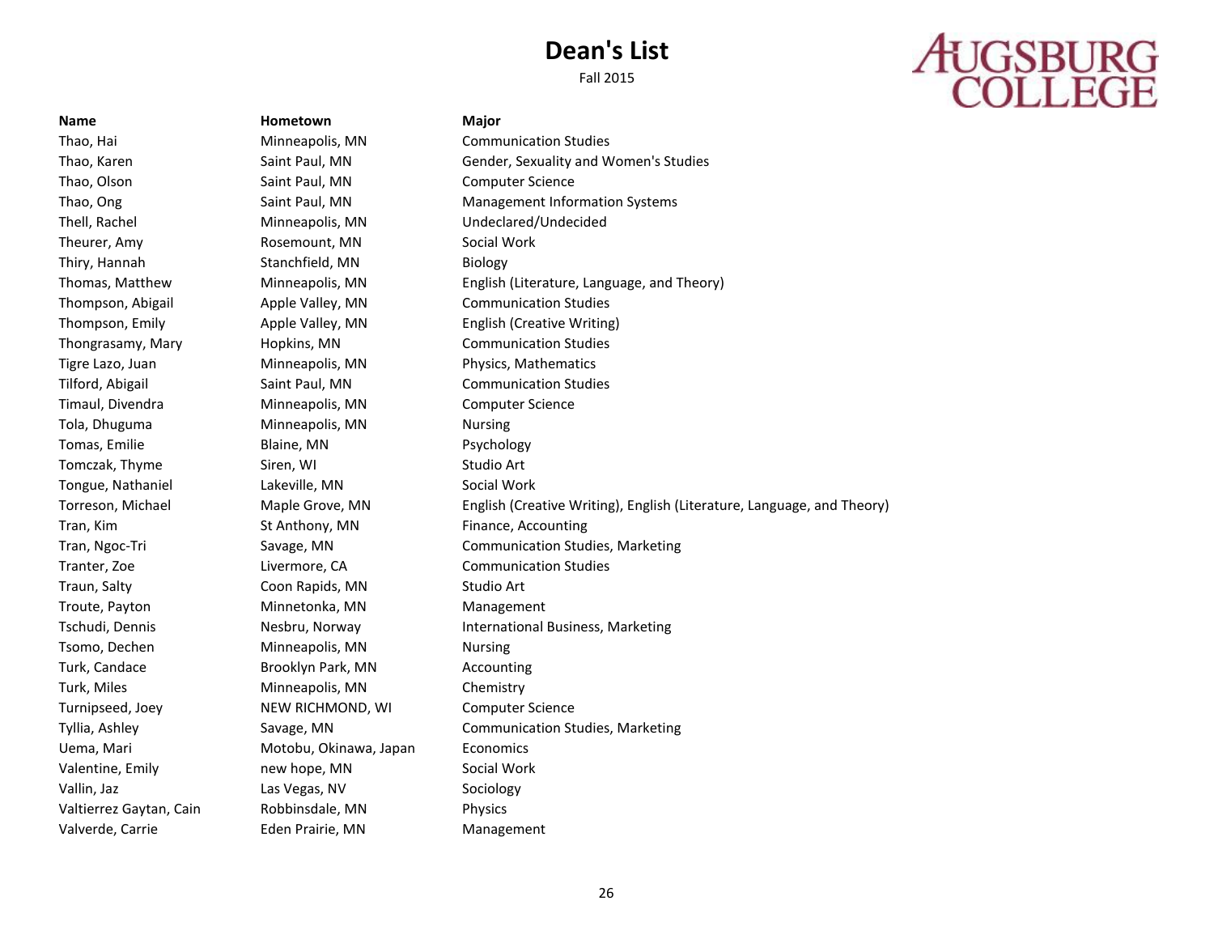# Dean's List

Fall 2015

AUGSBURG COLLEGE

| Name | Hometown | Major |
| --- | --- | --- |
| Thao, Hai | Minneapolis, MN | Communication Studies |
| Thao, Karen | Saint Paul, MN | Gender, Sexuality and Women's Studies |
| Thao, Olson | Saint Paul, MN | Computer Science |
| Thao, Ong | Saint Paul, MN | Management Information Systems |
| Thell, Rachel | Minneapolis, MN | Undeclared/Undecided |
| Theurer, Amy | Rosemount, MN | Social Work |
| Thiry, Hannah | Stanchfield, MN | Biology |
| Thomas, Matthew | Minneapolis, MN | English (Literature, Language, and Theory) |
| Thompson, Abigail | Apple Valley, MN | Communication Studies |
| Thompson, Emily | Apple Valley, MN | English (Creative Writing) |
| Thongrasamy, Mary | Hopkins, MN | Communication Studies |
| Tigre Lazo, Juan | Minneapolis, MN | Physics, Mathematics |
| Tilford, Abigail | Saint Paul, MN | Communication Studies |
| Timaul, Divendra | Minneapolis, MN | Computer Science |
| Tola, Dhuguma | Minneapolis, MN | Nursing |
| Tomas, Emilie | Blaine, MN | Psychology |
| Tomczak, Thyme | Siren, WI | Studio Art |
| Tongue, Nathaniel | Lakeville, MN | Social Work |
| Torreson, Michael | Maple Grove, MN | English (Creative Writing), English (Literature, Language, and Theory) |
| Tran, Kim | St Anthony, MN | Finance, Accounting |
| Tran, Ngoc-Tri | Savage, MN | Communication Studies, Marketing |
| Tranter, Zoe | Livermore, CA | Communication Studies |
| Traun, Salty | Coon Rapids, MN | Studio Art |
| Troute, Payton | Minnetonka, MN | Management |
| Tschudi, Dennis | Nesbru, Norway | International Business, Marketing |
| Tsomo, Dechen | Minneapolis, MN | Nursing |
| Turk, Candace | Brooklyn Park, MN | Accounting |
| Turk, Miles | Minneapolis, MN | Chemistry |
| Turnipseed, Joey | NEW RICHMOND, WI | Computer Science |
| Tyllia, Ashley | Savage, MN | Communication Studies, Marketing |
| Uema, Mari | Motobu, Okinawa, Japan | Economics |
| Valentine, Emily | new hope, MN | Social Work |
| Vallin, Jaz | Las Vegas, NV | Sociology |
| Valtierrez Gaytan, Cain | Robbinsdale, MN | Physics |
| Valverde, Carrie | Eden Prairie, MN | Management |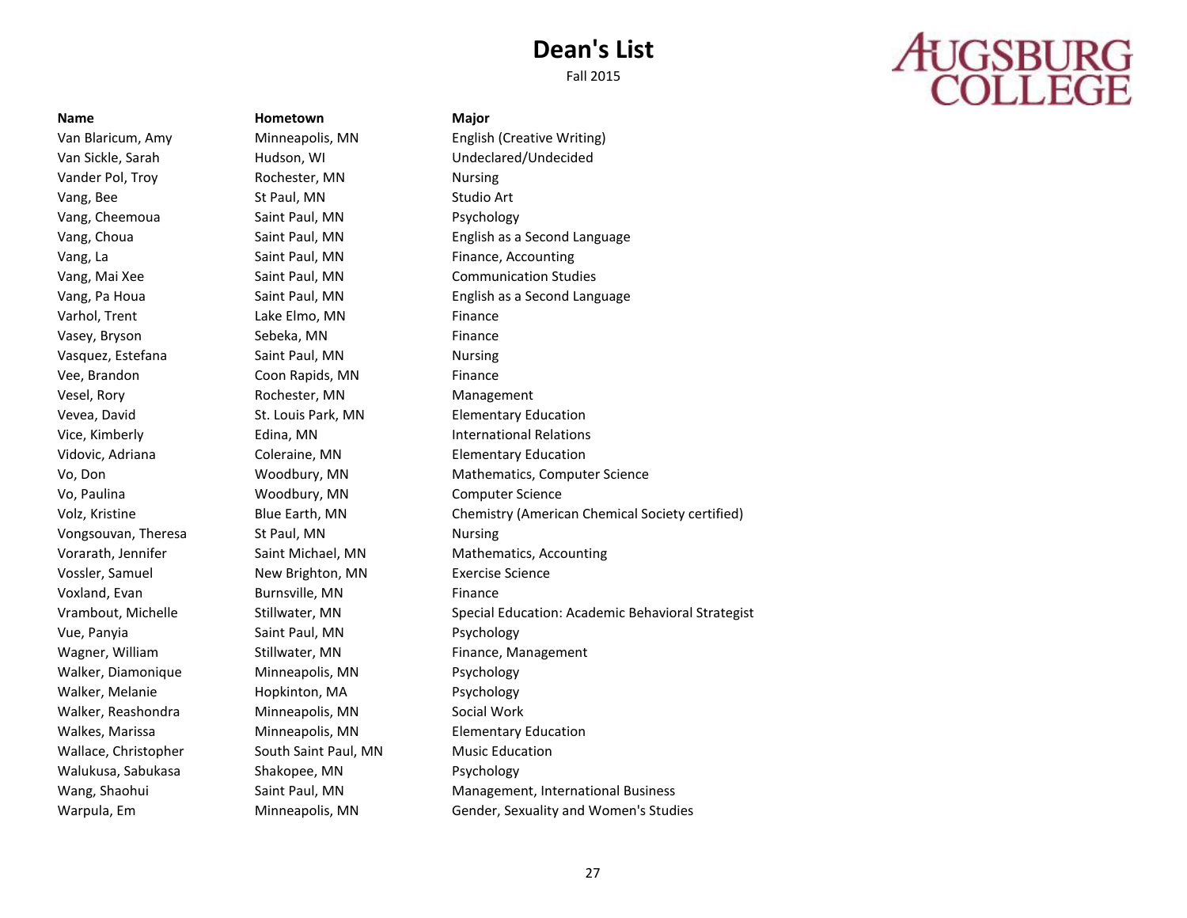# Dean's List

Fall 2015

AUGSBURG COLLEGE

| Name | Hometown | Major |
|---|---|---|
| Van Blaricum, Amy | Minneapolis, MN | English (Creative Writing) |
| Van Sickle, Sarah | Hudson, WI | Undeclared/Undecided |
| Vander Pol, Troy | Rochester, MN | Nursing |
| Vang, Bee | St Paul, MN | Studio Art |
| Vang, Cheemoua | Saint Paul, MN | Psychology |
| Vang, Choua | Saint Paul, MN | English as a Second Language |
| Vang, La | Saint Paul, MN | Finance, Accounting |
| Vang, Mai Xee | Saint Paul, MN | Communication Studies |
| Vang, Pa Houa | Saint Paul, MN | English as a Second Language |
| Varhol, Trent | Lake Elmo, MN | Finance |
| Vasey, Bryson | Sebeka, MN | Finance |
| Vasquez, Estefana | Saint Paul, MN | Nursing |
| Vee, Brandon | Coon Rapids, MN | Finance |
| Vesel, Rory | Rochester, MN | Management |
| Vevea, David | St. Louis Park, MN | Elementary Education |
| Vice, Kimberly | Edina, MN | International Relations |
| Vidovic, Adriana | Coleraine, MN | Elementary Education |
| Vo, Don | Woodbury, MN | Mathematics, Computer Science |
| Vo, Paulina | Woodbury, MN | Computer Science |
| Volz, Kristine | Blue Earth, MN | Chemistry (American Chemical Society certified) |
| Vongsouvan, Theresa | St Paul, MN | Nursing |
| Vorarath, Jennifer | Saint Michael, MN | Mathematics, Accounting |
| Vossler, Samuel | New Brighton, MN | Exercise Science |
| Voxland, Evan | Burnsville, MN | Finance |
| Vrambout, Michelle | Stillwater, MN | Special Education: Academic Behavioral Strategist |
| Vue, Panyia | Saint Paul, MN | Psychology |
| Wagner, William | Stillwater, MN | Finance, Management |
| Walker, Diamonique | Minneapolis, MN | Psychology |
| Walker, Melanie | Hopkinton, MA | Psychology |
| Walker, Reashondra | Minneapolis, MN | Social Work |
| Walkes, Marissa | Minneapolis, MN | Elementary Education |
| Wallace, Christopher | South Saint Paul, MN | Music Education |
| Walukusa, Sabukasa | Shakopee, MN | Psychology |
| Wang, Shaohui | Saint Paul, MN | Management, International Business |
| Warpula, Em | Minneapolis, MN | Gender, Sexuality and Women's Studies |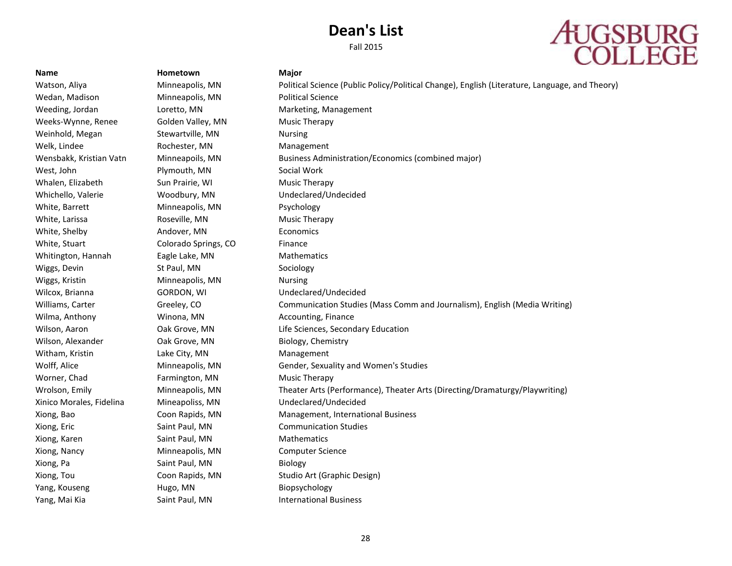# Dean's List

Fall 2015

AUGSBURG COLLEGE

| Name | Hometown | Major |
|---|---|---|
| Watson, Aliya | Minneapolis, MN | Political Science (Public Policy/Political Change), English (Literature, Language, and Theory) |
| Wedan, Madison | Minneapolis, MN | Political Science |
| Weeding, Jordan | Loretto, MN | Marketing, Management |
| Weeks-Wynne, Renee | Golden Valley, MN | Music Therapy |
| Weinhold, Megan | Stewartville, MN | Nursing |
| Welk, Lindee | Rochester, MN | Management |
| Wensbakk, Kristian Vatn | Minneapoils, MN | Business Administration/Economics (combined major) |
| West, John | Plymouth, MN | Social Work |
| Whalen, Elizabeth | Sun Prairie, WI | Music Therapy |
| Whichello, Valerie | Woodbury, MN | Undeclared/Undecided |
| White, Barrett | Minneapolis, MN | Psychology |
| White, Larissa | Roseville, MN | Music Therapy |
| White, Shelby | Andover, MN | Economics |
| White, Stuart | Colorado Springs, CO | Finance |
| Whitington, Hannah | Eagle Lake, MN | Mathematics |
| Wiggs, Devin | St Paul, MN | Sociology |
| Wiggs, Kristin | Minneapolis, MN | Nursing |
| Wilcox, Brianna | GORDON, WI | Undeclared/Undecided |
| Williams, Carter | Greeley, CO | Communication Studies (Mass Comm and Journalism), English (Media Writing) |
| Wilma, Anthony | Winona, MN | Accounting, Finance |
| Wilson, Aaron | Oak Grove, MN | Life Sciences, Secondary Education |
| Wilson, Alexander | Oak Grove, MN | Biology, Chemistry |
| Witham, Kristin | Lake City, MN | Management |
| Wolff, Alice | Minneapolis, MN | Gender, Sexuality and Women's Studies |
| Worner, Chad | Farmington, MN | Music Therapy |
| Wrolson, Emily | Minneapolis, MN | Theater Arts (Performance), Theater Arts (Directing/Dramaturgy/Playwriting) |
| Xinico Morales, Fidelina | Mineapoliss, MN | Undeclared/Undecided |
| Xiong, Bao | Coon Rapids, MN | Management, International Business |
| Xiong, Eric | Saint Paul, MN | Communication Studies |
| Xiong, Karen | Saint Paul, MN | Mathematics |
| Xiong, Nancy | Minneapolis, MN | Computer Science |
| Xiong, Pa | Saint Paul, MN | Biology |
| Xiong, Tou | Coon Rapids, MN | Studio Art (Graphic Design) |
| Yang, Kouseng | Hugo, MN | Biopsychology |
| Yang, Mai Kia | Saint Paul, MN | International Business |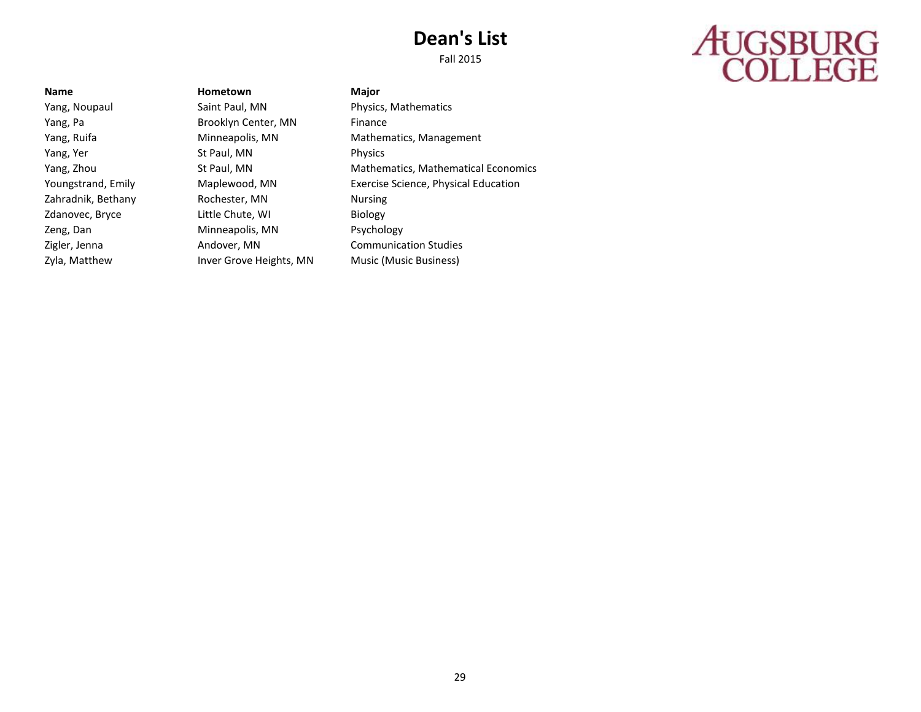# Dean's List

Fall 2015

AUGSBURG COLLEGE

| Name | Hometown | Major |
| --- | --- | --- |
| Yang, Noupaul | Saint Paul, MN | Physics, Mathematics |
| Yang, Pa | Brooklyn Center, MN | Finance |
| Yang, Ruifa | Minneapolis, MN | Mathematics, Management |
| Yang, Yer | St Paul, MN | Physics |
| Yang, Zhou | St Paul, MN | Mathematics, Mathematical Economics |
| Youngstrand, Emily | Maplewood, MN | Exercise Science, Physical Education |
| Zahradnik, Bethany | Rochester, MN | Nursing |
| Zdanovec, Bryce | Little Chute, WI | Biology |
| Zeng, Dan | Minneapolis, MN | Psychology |
| Zigler, Jenna | Andover, MN | Communication Studies |
| Zyla, Matthew | Inver Grove Heights, MN | Music (Music Business) |